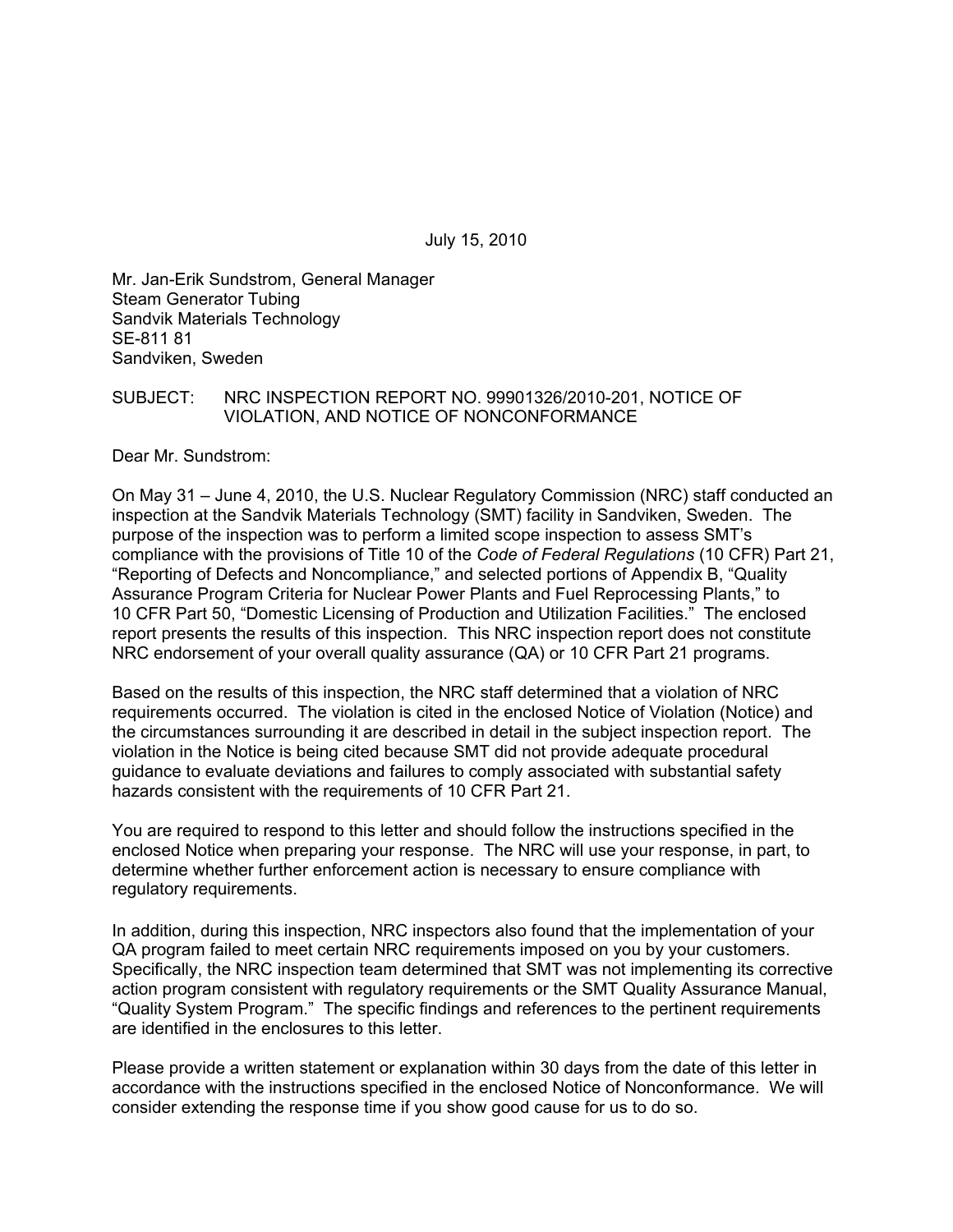July 15, 2010

Mr. Jan-Erik Sundstrom, General Manager
Steam Generator Tubing
Sandvik Materials Technology
SE-811 81
Sandviken, Sweden

SUBJECT: NRC INSPECTION REPORT NO. 99901326/2010-201, NOTICE OF VIOLATION, AND NOTICE OF NONCONFORMANCE

Dear Mr. Sundstrom:

On May 31 – June 4, 2010, the U.S. Nuclear Regulatory Commission (NRC) staff conducted an inspection at the Sandvik Materials Technology (SMT) facility in Sandviken, Sweden. The purpose of the inspection was to perform a limited scope inspection to assess SMT's compliance with the provisions of Title 10 of the *Code of Federal Regulations* (10 CFR) Part 21, "Reporting of Defects and Noncompliance," and selected portions of Appendix B, "Quality Assurance Program Criteria for Nuclear Power Plants and Fuel Reprocessing Plants," to 10 CFR Part 50, "Domestic Licensing of Production and Utilization Facilities." The enclosed report presents the results of this inspection. This NRC inspection report does not constitute NRC endorsement of your overall quality assurance (QA) or 10 CFR Part 21 programs.

Based on the results of this inspection, the NRC staff determined that a violation of NRC requirements occurred. The violation is cited in the enclosed Notice of Violation (Notice) and the circumstances surrounding it are described in detail in the subject inspection report. The violation in the Notice is being cited because SMT did not provide adequate procedural guidance to evaluate deviations and failures to comply associated with substantial safety hazards consistent with the requirements of 10 CFR Part 21.

You are required to respond to this letter and should follow the instructions specified in the enclosed Notice when preparing your response. The NRC will use your response, in part, to determine whether further enforcement action is necessary to ensure compliance with regulatory requirements.

In addition, during this inspection, NRC inspectors also found that the implementation of your QA program failed to meet certain NRC requirements imposed on you by your customers. Specifically, the NRC inspection team determined that SMT was not implementing its corrective action program consistent with regulatory requirements or the SMT Quality Assurance Manual, "Quality System Program." The specific findings and references to the pertinent requirements are identified in the enclosures to this letter.

Please provide a written statement or explanation within 30 days from the date of this letter in accordance with the instructions specified in the enclosed Notice of Nonconformance. We will consider extending the response time if you show good cause for us to do so.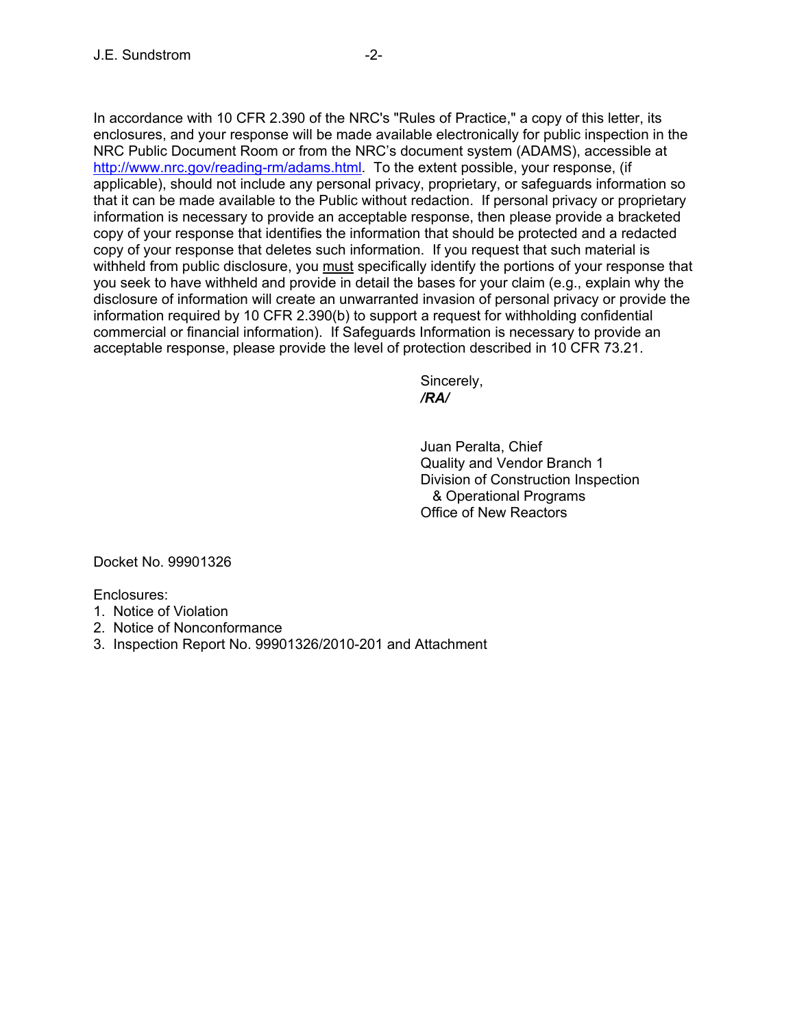In accordance with 10 CFR 2.390 of the NRC's "Rules of Practice," a copy of this letter, its enclosures, and your response will be made available electronically for public inspection in the NRC Public Document Room or from the NRC's document system (ADAMS), accessible at http://www.nrc.gov/reading-rm/adams.html. To the extent possible, your response, (if applicable), should not include any personal privacy, proprietary, or safeguards information so that it can be made available to the Public without redaction. If personal privacy or proprietary information is necessary to provide an acceptable response, then please provide a bracketed copy of your response that identifies the information that should be protected and a redacted copy of your response that deletes such information. If you request that such material is withheld from public disclosure, you must specifically identify the portions of your response that you seek to have withheld and provide in detail the bases for your claim (e.g., explain why the disclosure of information will create an unwarranted invasion of personal privacy or provide the information required by 10 CFR 2.390(b) to support a request for withholding confidential commercial or financial information). If Safeguards Information is necessary to provide an acceptable response, please provide the level of protection described in 10 CFR 73.21.

Sincerely,
***/RA/***

Juan Peralta, Chief
Quality and Vendor Branch 1
Division of Construction Inspection
& Operational Programs
Office of New Reactors

Docket No. 99901326

Enclosures:
1. Notice of Violation
2. Notice of Nonconformance
3. Inspection Report No. 99901326/2010-201 and Attachment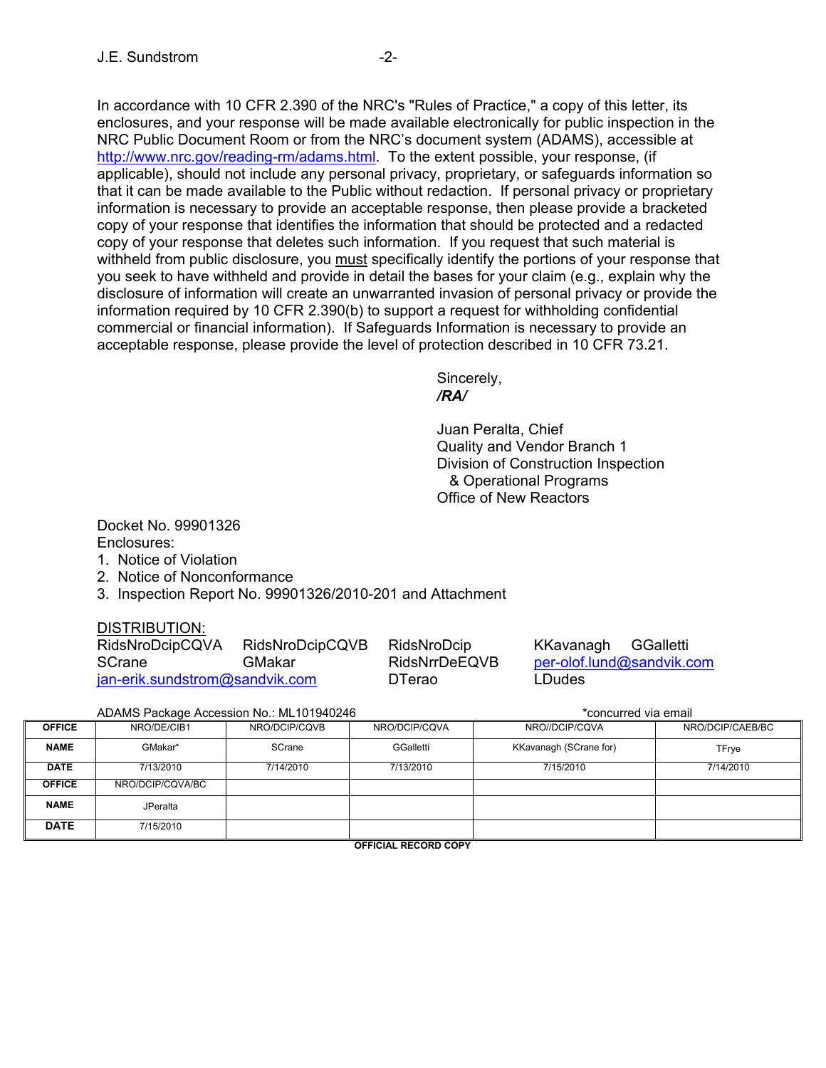In accordance with 10 CFR 2.390 of the NRC's "Rules of Practice," a copy of this letter, its enclosures, and your response will be made available electronically for public inspection in the NRC Public Document Room or from the NRC's document system (ADAMS), accessible at http://www.nrc.gov/reading-rm/adams.html. To the extent possible, your response, (if applicable), should not include any personal privacy, proprietary, or safeguards information so that it can be made available to the Public without redaction. If personal privacy or proprietary information is necessary to provide an acceptable response, then please provide a bracketed copy of your response that identifies the information that should be protected and a redacted copy of your response that deletes such information. If you request that such material is withheld from public disclosure, you must specifically identify the portions of your response that you seek to have withheld and provide in detail the bases for your claim (e.g., explain why the disclosure of information will create an unwarranted invasion of personal privacy or provide the information required by 10 CFR 2.390(b) to support a request for withholding confidential commercial or financial information). If Safeguards Information is necessary to provide an acceptable response, please provide the level of protection described in 10 CFR 73.21.

Sincerely,
*/RA/*

Juan Peralta, Chief
Quality and Vendor Branch 1
Division of Construction Inspection
& Operational Programs
Office of New Reactors

Docket No. 99901326
Enclosures:
1. Notice of Violation
2. Notice of Nonconformance
3. Inspection Report No. 99901326/2010-201 and Attachment

DISTRIBUTION:
RidsNroDcipCQVA RidsNroDcipCQVB RidsNroDcip KKavanagh GGalletti
SCrane GMakar RidsNrrDeEQVB per-olof.lund@sandvik.com
jan-erik.sundstrom@sandvik.com DTerao LDudes

ADAMS Package Accession No.: ML101940246 *concurred via email

| OFFICE | NRO/DE/CIB1 | NRO/DCIP/CQVB | NRO/DCIP/CQVA | NRO//DCIP/CQVA | NRO/DCIP/CAEB/BC |
|---|---|---|---|---|---|
| NAME | GMakar* | SCrane | GGalletti | KKavanagh (SCrane for) | TFrye |
| DATE | 7/13/2010 | 7/14/2010 | 7/13/2010 | 7/15/2010 | 7/14/2010 |
| OFFICE | NRO/DCIP/CQVA/BC | | | | |
| NAME | JPeralta | | | | |
| DATE | 7/15/2010 | | | | |

OFFICIAL RECORD COPY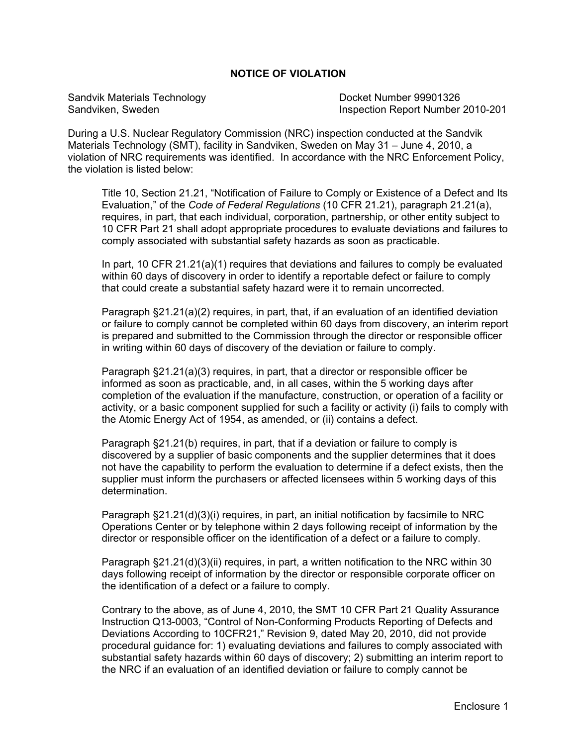## NOTICE OF VIOLATION

Sandvik Materials Technology
Sandviken, Sweden

Docket Number 99901326
Inspection Report Number 2010-201

During a U.S. Nuclear Regulatory Commission (NRC) inspection conducted at the Sandvik Materials Technology (SMT), facility in Sandviken, Sweden on May 31 – June 4, 2010, a violation of NRC requirements was identified. In accordance with the NRC Enforcement Policy, the violation is listed below:

> Title 10, Section 21.21, "Notification of Failure to Comply or Existence of a Defect and Its Evaluation," of the *Code of Federal Regulations* (10 CFR 21.21), paragraph 21.21(a), requires, in part, that each individual, corporation, partnership, or other entity subject to 10 CFR Part 21 shall adopt appropriate procedures to evaluate deviations and failures to comply associated with substantial safety hazards as soon as practicable.
>
> In part, 10 CFR 21.21(a)(1) requires that deviations and failures to comply be evaluated within 60 days of discovery in order to identify a reportable defect or failure to comply that could create a substantial safety hazard were it to remain uncorrected.
>
> Paragraph §21.21(a)(2) requires, in part, that, if an evaluation of an identified deviation or failure to comply cannot be completed within 60 days from discovery, an interim report is prepared and submitted to the Commission through the director or responsible officer in writing within 60 days of discovery of the deviation or failure to comply.
>
> Paragraph §21.21(a)(3) requires, in part, that a director or responsible officer be informed as soon as practicable, and, in all cases, within the 5 working days after completion of the evaluation if the manufacture, construction, or operation of a facility or activity, or a basic component supplied for such a facility or activity (i) fails to comply with the Atomic Energy Act of 1954, as amended, or (ii) contains a defect.
>
> Paragraph §21.21(b) requires, in part, that if a deviation or failure to comply is discovered by a supplier of basic components and the supplier determines that it does not have the capability to perform the evaluation to determine if a defect exists, then the supplier must inform the purchasers or affected licensees within 5 working days of this determination.
>
> Paragraph §21.21(d)(3)(i) requires, in part, an initial notification by facsimile to NRC Operations Center or by telephone within 2 days following receipt of information by the director or responsible officer on the identification of a defect or a failure to comply.
>
> Paragraph §21.21(d)(3)(ii) requires, in part, a written notification to the NRC within 30 days following receipt of information by the director or responsible corporate officer on the identification of a defect or a failure to comply.
>
> Contrary to the above, as of June 4, 2010, the SMT 10 CFR Part 21 Quality Assurance Instruction Q13-0003, "Control of Non-Conforming Products Reporting of Defects and Deviations According to 10CFR21," Revision 9, dated May 20, 2010, did not provide procedural guidance for: 1) evaluating deviations and failures to comply associated with substantial safety hazards within 60 days of discovery; 2) submitting an interim report to the NRC if an evaluation of an identified deviation or failure to comply cannot be

Enclosure 1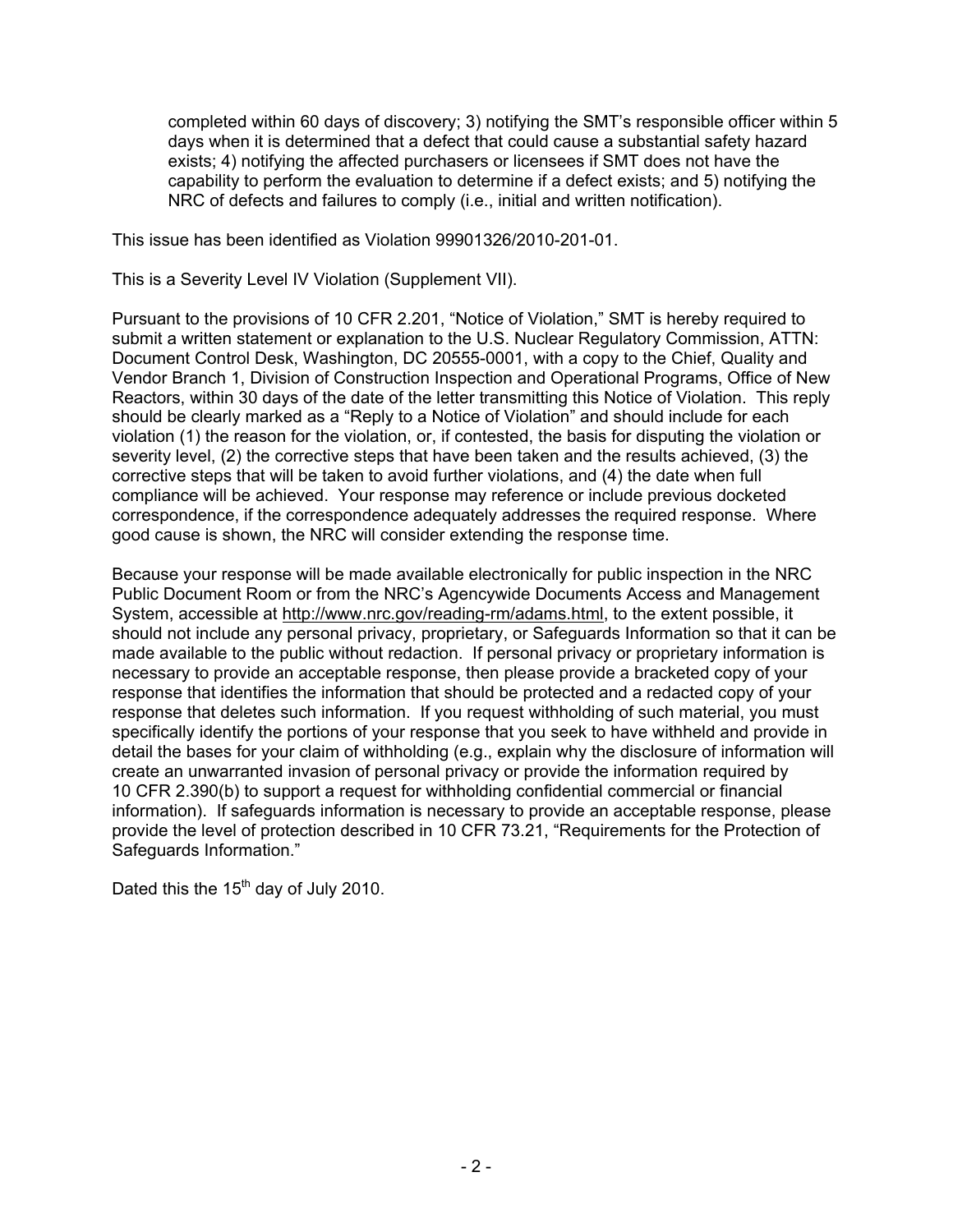completed within 60 days of discovery; 3) notifying the SMT's responsible officer within 5 days when it is determined that a defect that could cause a substantial safety hazard exists; 4) notifying the affected purchasers or licensees if SMT does not have the capability to perform the evaluation to determine if a defect exists; and 5) notifying the NRC of defects and failures to comply (i.e., initial and written notification).

This issue has been identified as Violation 99901326/2010-201-01.

This is a Severity Level IV Violation (Supplement VII).

Pursuant to the provisions of 10 CFR 2.201, "Notice of Violation," SMT is hereby required to submit a written statement or explanation to the U.S. Nuclear Regulatory Commission, ATTN: Document Control Desk, Washington, DC 20555-0001, with a copy to the Chief, Quality and Vendor Branch 1, Division of Construction Inspection and Operational Programs, Office of New Reactors, within 30 days of the date of the letter transmitting this Notice of Violation. This reply should be clearly marked as a "Reply to a Notice of Violation" and should include for each violation (1) the reason for the violation, or, if contested, the basis for disputing the violation or severity level, (2) the corrective steps that have been taken and the results achieved, (3) the corrective steps that will be taken to avoid further violations, and (4) the date when full compliance will be achieved. Your response may reference or include previous docketed correspondence, if the correspondence adequately addresses the required response. Where good cause is shown, the NRC will consider extending the response time.

Because your response will be made available electronically for public inspection in the NRC Public Document Room or from the NRC's Agencywide Documents Access and Management System, accessible at http://www.nrc.gov/reading-rm/adams.html, to the extent possible, it should not include any personal privacy, proprietary, or Safeguards Information so that it can be made available to the public without redaction. If personal privacy or proprietary information is necessary to provide an acceptable response, then please provide a bracketed copy of your response that identifies the information that should be protected and a redacted copy of your response that deletes such information. If you request withholding of such material, you must specifically identify the portions of your response that you seek to have withheld and provide in detail the bases for your claim of withholding (e.g., explain why the disclosure of information will create an unwarranted invasion of personal privacy or provide the information required by 10 CFR 2.390(b) to support a request for withholding confidential commercial or financial information). If safeguards information is necessary to provide an acceptable response, please provide the level of protection described in 10 CFR 73.21, "Requirements for the Protection of Safeguards Information."

Dated this the 15th day of July 2010.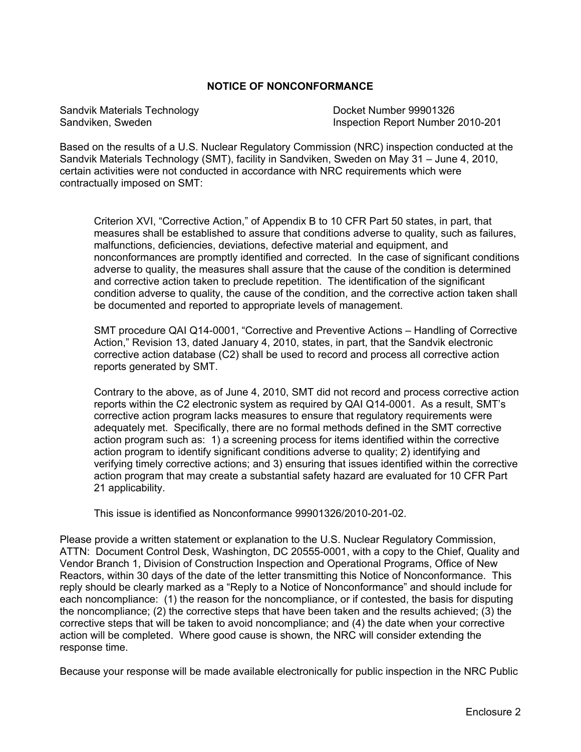**NOTICE OF NONCONFORMANCE**

Sandvik Materials Technology
Sandviken, Sweden

Docket Number 99901326
Inspection Report Number 2010-201

Based on the results of a U.S. Nuclear Regulatory Commission (NRC) inspection conducted at the Sandvik Materials Technology (SMT), facility in Sandviken, Sweden on May 31 – June 4, 2010, certain activities were not conducted in accordance with NRC requirements which were contractually imposed on SMT:

> Criterion XVI, "Corrective Action," of Appendix B to 10 CFR Part 50 states, in part, that measures shall be established to assure that conditions adverse to quality, such as failures, malfunctions, deficiencies, deviations, defective material and equipment, and nonconformances are promptly identified and corrected. In the case of significant conditions adverse to quality, the measures shall assure that the cause of the condition is determined and corrective action taken to preclude repetition. The identification of the significant condition adverse to quality, the cause of the condition, and the corrective action taken shall be documented and reported to appropriate levels of management.
>
> SMT procedure QAI Q14-0001, "Corrective and Preventive Actions – Handling of Corrective Action," Revision 13, dated January 4, 2010, states, in part, that the Sandvik electronic corrective action database (C2) shall be used to record and process all corrective action reports generated by SMT.
>
> Contrary to the above, as of June 4, 2010, SMT did not record and process corrective action reports within the C2 electronic system as required by QAI Q14-0001. As a result, SMT's corrective action program lacks measures to ensure that regulatory requirements were adequately met. Specifically, there are no formal methods defined in the SMT corrective action program such as: 1) a screening process for items identified within the corrective action program to identify significant conditions adverse to quality; 2) identifying and verifying timely corrective actions; and 3) ensuring that issues identified within the corrective action program that may create a substantial safety hazard are evaluated for 10 CFR Part 21 applicability.
>
> This issue is identified as Nonconformance 99901326/2010-201-02.

Please provide a written statement or explanation to the U.S. Nuclear Regulatory Commission, ATTN: Document Control Desk, Washington, DC 20555-0001, with a copy to the Chief, Quality and Vendor Branch 1, Division of Construction Inspection and Operational Programs, Office of New Reactors, within 30 days of the date of the letter transmitting this Notice of Nonconformance. This reply should be clearly marked as a "Reply to a Notice of Nonconformance" and should include for each noncompliance: (1) the reason for the noncompliance, or if contested, the basis for disputing the noncompliance; (2) the corrective steps that have been taken and the results achieved; (3) the corrective steps that will be taken to avoid noncompliance; and (4) the date when your corrective action will be completed. Where good cause is shown, the NRC will consider extending the response time.

Because your response will be made available electronically for public inspection in the NRC Public

Enclosure 2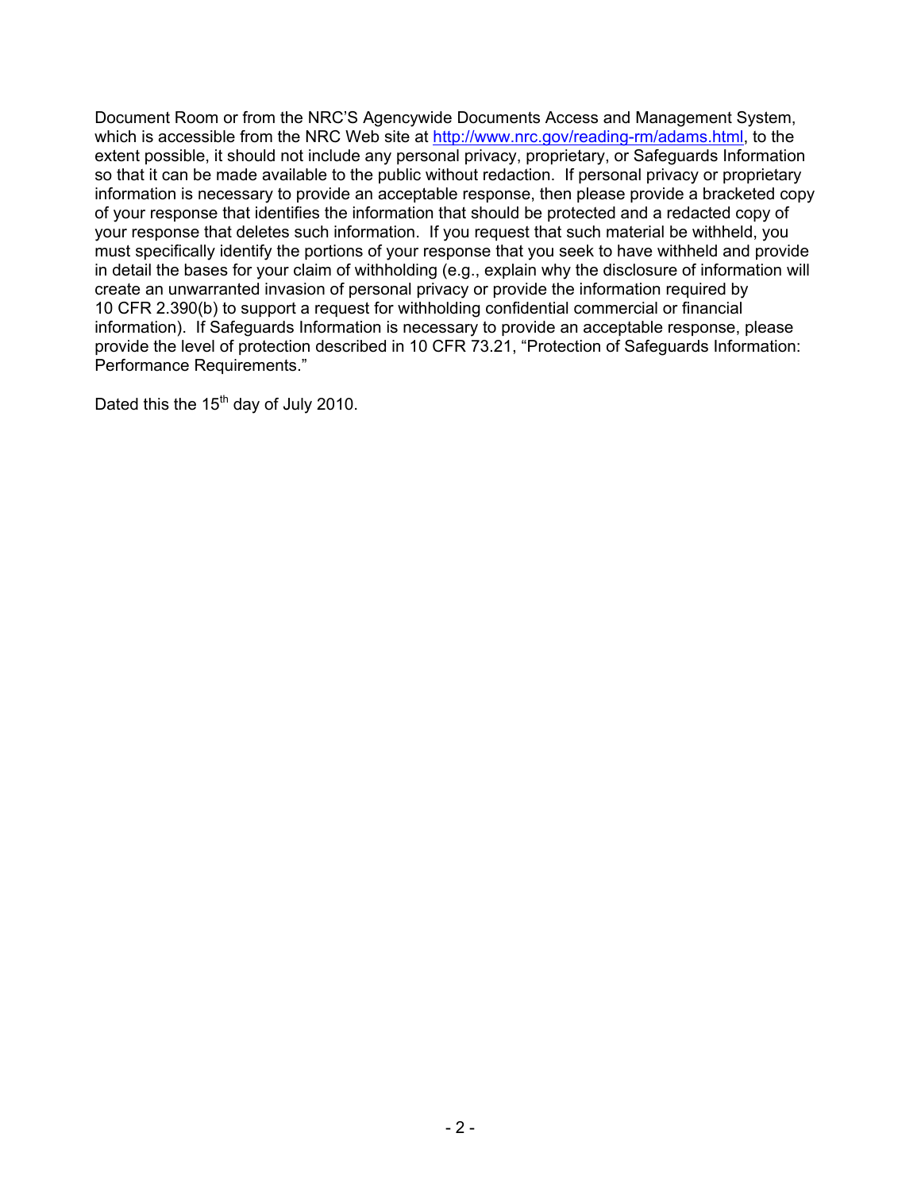Document Room or from the NRC'S Agencywide Documents Access and Management System, which is accessible from the NRC Web site at http://www.nrc.gov/reading-rm/adams.html, to the extent possible, it should not include any personal privacy, proprietary, or Safeguards Information so that it can be made available to the public without redaction. If personal privacy or proprietary information is necessary to provide an acceptable response, then please provide a bracketed copy of your response that identifies the information that should be protected and a redacted copy of your response that deletes such information. If you request that such material be withheld, you must specifically identify the portions of your response that you seek to have withheld and provide in detail the bases for your claim of withholding (e.g., explain why the disclosure of information will create an unwarranted invasion of personal privacy or provide the information required by 10 CFR 2.390(b) to support a request for withholding confidential commercial or financial information). If Safeguards Information is necessary to provide an acceptable response, please provide the level of protection described in 10 CFR 73.21, "Protection of Safeguards Information: Performance Requirements."

Dated this the 15th day of July 2010.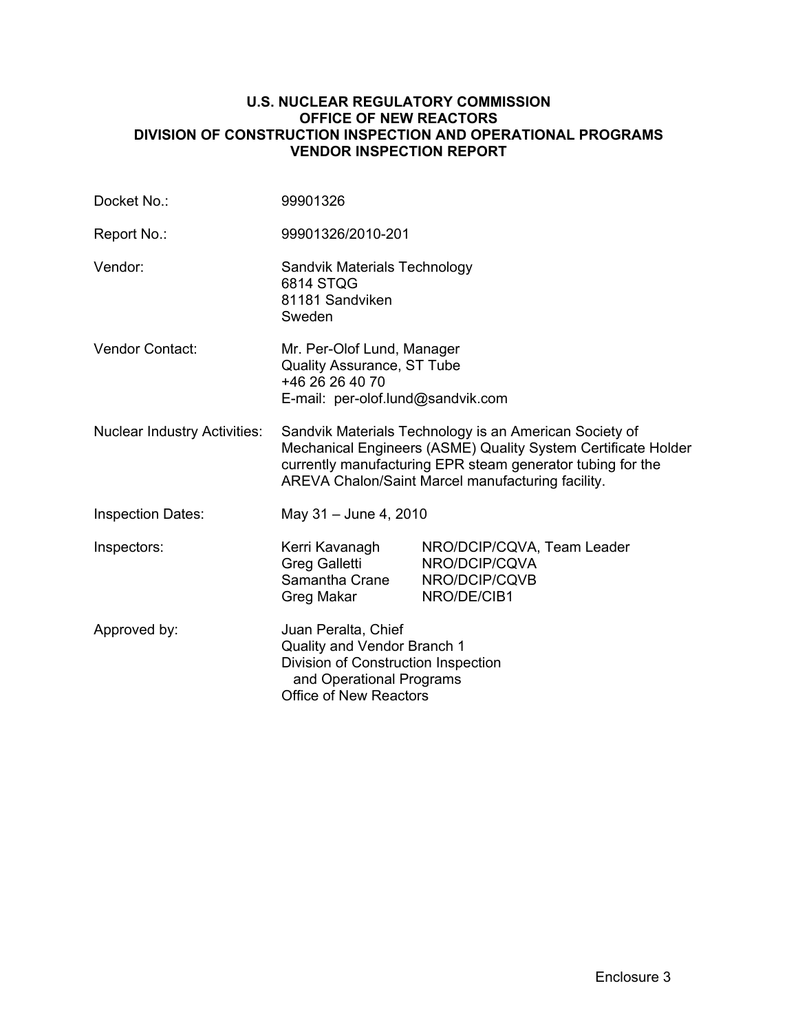**U.S. NUCLEAR REGULATORY COMMISSION**
**OFFICE OF NEW REACTORS**
**DIVISION OF CONSTRUCTION INSPECTION AND OPERATIONAL PROGRAMS**
**VENDOR INSPECTION REPORT**

| | |
|---|---|
| Docket No.: | 99901326 |
| Report No.: | 99901326/2010-201 |
| Vendor: | Sandvik Materials Technology<br>6814 STQG<br>81181 Sandviken<br>Sweden |
| Vendor Contact: | Mr. Per-Olof Lund, Manager<br>Quality Assurance, ST Tube<br>+46 26 26 40 70<br>E-mail: per-olof.lund@sandvik.com |
| Nuclear Industry Activities: | Sandvik Materials Technology is an American Society of Mechanical Engineers (ASME) Quality System Certificate Holder currently manufacturing EPR steam generator tubing for the AREVA Chalon/Saint Marcel manufacturing facility. |
| Inspection Dates: | May 31 – June 4, 2010 |
| Inspectors: | Kerri Kavanagh NRO/DCIP/CQVA, Team Leader<br>Greg Galletti NRO/DCIP/CQVA<br>Samantha Crane NRO/DCIP/CQVB<br>Greg Makar NRO/DE/CIB1 |
| Approved by: | Juan Peralta, Chief<br>Quality and Vendor Branch 1<br>Division of Construction Inspection and Operational Programs<br>Office of New Reactors |

Enclosure 3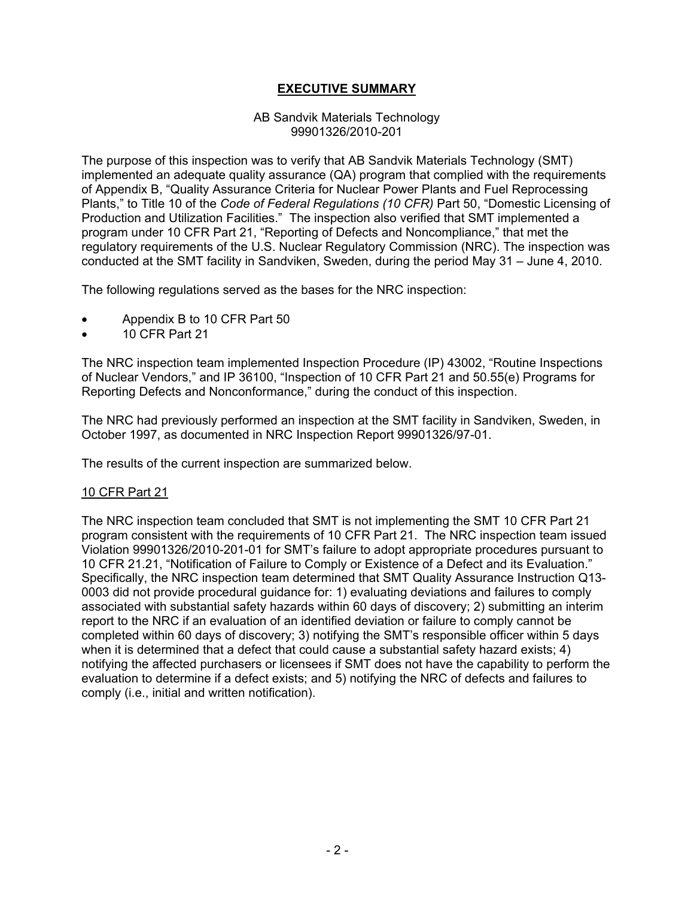## EXECUTIVE SUMMARY

AB Sandvik Materials Technology
99901326/2010-201

The purpose of this inspection was to verify that AB Sandvik Materials Technology (SMT) implemented an adequate quality assurance (QA) program that complied with the requirements of Appendix B, "Quality Assurance Criteria for Nuclear Power Plants and Fuel Reprocessing Plants," to Title 10 of the *Code of Federal Regulations (10 CFR)* Part 50, "Domestic Licensing of Production and Utilization Facilities." The inspection also verified that SMT implemented a program under 10 CFR Part 21, "Reporting of Defects and Noncompliance," that met the regulatory requirements of the U.S. Nuclear Regulatory Commission (NRC). The inspection was conducted at the SMT facility in Sandviken, Sweden, during the period May 31 – June 4, 2010.

The following regulations served as the bases for the NRC inspection:

- Appendix B to 10 CFR Part 50
- 10 CFR Part 21

The NRC inspection team implemented Inspection Procedure (IP) 43002, "Routine Inspections of Nuclear Vendors," and IP 36100, "Inspection of 10 CFR Part 21 and 50.55(e) Programs for Reporting Defects and Nonconformance," during the conduct of this inspection.

The NRC had previously performed an inspection at the SMT facility in Sandviken, Sweden, in October 1997, as documented in NRC Inspection Report 99901326/97-01.

The results of the current inspection are summarized below.

<u>10 CFR Part 21</u>

The NRC inspection team concluded that SMT is not implementing the SMT 10 CFR Part 21 program consistent with the requirements of 10 CFR Part 21. The NRC inspection team issued Violation 99901326/2010-201-01 for SMT's failure to adopt appropriate procedures pursuant to 10 CFR 21.21, "Notification of Failure to Comply or Existence of a Defect and its Evaluation." Specifically, the NRC inspection team determined that SMT Quality Assurance Instruction Q13-0003 did not provide procedural guidance for: 1) evaluating deviations and failures to comply associated with substantial safety hazards within 60 days of discovery; 2) submitting an interim report to the NRC if an evaluation of an identified deviation or failure to comply cannot be completed within 60 days of discovery; 3) notifying the SMT's responsible officer within 5 days when it is determined that a defect that could cause a substantial safety hazard exists; 4) notifying the affected purchasers or licensees if SMT does not have the capability to perform the evaluation to determine if a defect exists; and 5) notifying the NRC of defects and failures to comply (i.e., initial and written notification).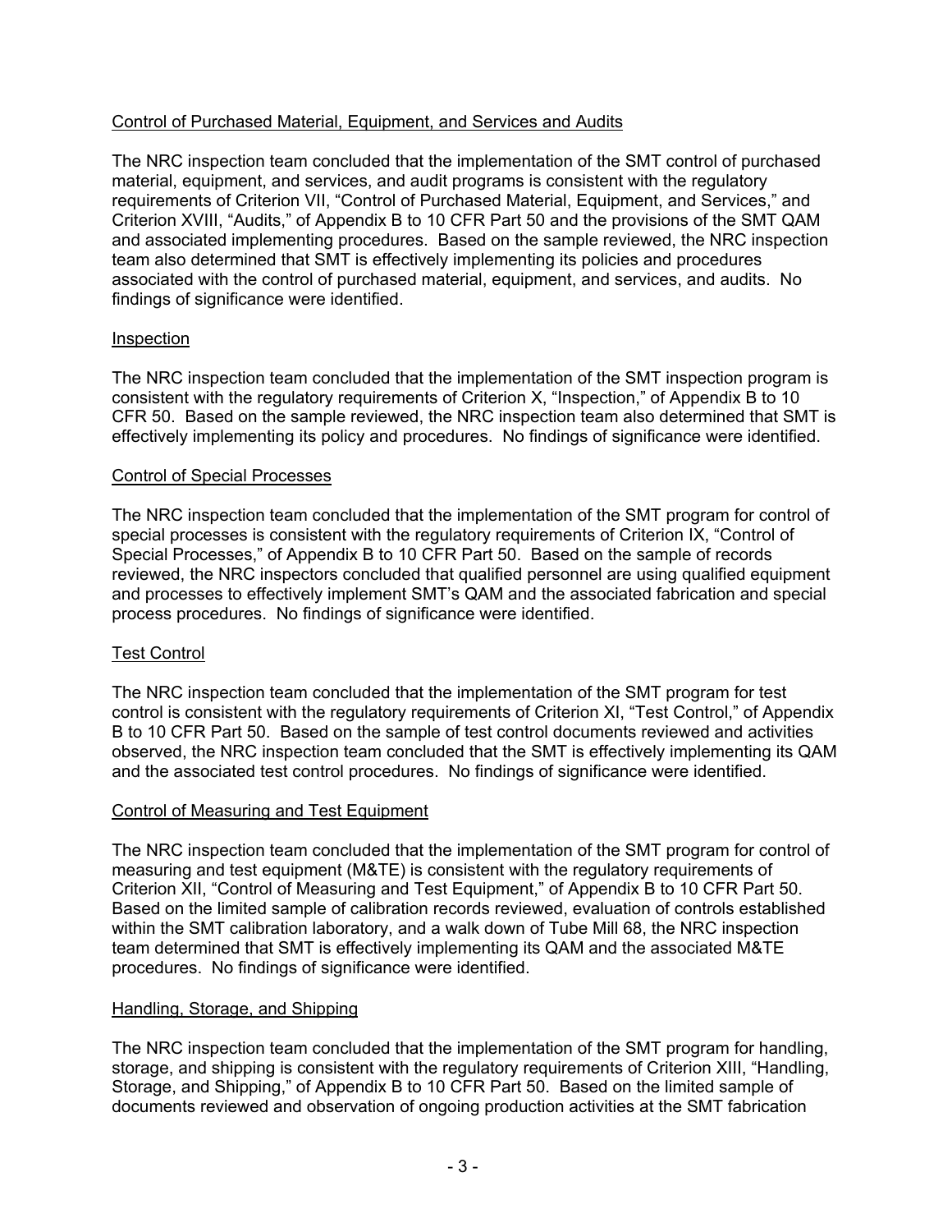Control of Purchased Material, Equipment, and Services and Audits

The NRC inspection team concluded that the implementation of the SMT control of purchased material, equipment, and services, and audit programs is consistent with the regulatory requirements of Criterion VII, "Control of Purchased Material, Equipment, and Services," and Criterion XVIII, "Audits," of Appendix B to 10 CFR Part 50 and the provisions of the SMT QAM and associated implementing procedures. Based on the sample reviewed, the NRC inspection team also determined that SMT is effectively implementing its policies and procedures associated with the control of purchased material, equipment, and services, and audits. No findings of significance were identified.

Inspection

The NRC inspection team concluded that the implementation of the SMT inspection program is consistent with the regulatory requirements of Criterion X, "Inspection," of Appendix B to 10 CFR 50. Based on the sample reviewed, the NRC inspection team also determined that SMT is effectively implementing its policy and procedures. No findings of significance were identified.

Control of Special Processes

The NRC inspection team concluded that the implementation of the SMT program for control of special processes is consistent with the regulatory requirements of Criterion IX, "Control of Special Processes," of Appendix B to 10 CFR Part 50. Based on the sample of records reviewed, the NRC inspectors concluded that qualified personnel are using qualified equipment and processes to effectively implement SMT's QAM and the associated fabrication and special process procedures. No findings of significance were identified.

Test Control

The NRC inspection team concluded that the implementation of the SMT program for test control is consistent with the regulatory requirements of Criterion XI, "Test Control," of Appendix B to 10 CFR Part 50. Based on the sample of test control documents reviewed and activities observed, the NRC inspection team concluded that the SMT is effectively implementing its QAM and the associated test control procedures. No findings of significance were identified.

Control of Measuring and Test Equipment

The NRC inspection team concluded that the implementation of the SMT program for control of measuring and test equipment (M&TE) is consistent with the regulatory requirements of Criterion XII, "Control of Measuring and Test Equipment," of Appendix B to 10 CFR Part 50. Based on the limited sample of calibration records reviewed, evaluation of controls established within the SMT calibration laboratory, and a walk down of Tube Mill 68, the NRC inspection team determined that SMT is effectively implementing its QAM and the associated M&TE procedures. No findings of significance were identified.

Handling, Storage, and Shipping

The NRC inspection team concluded that the implementation of the SMT program for handling, storage, and shipping is consistent with the regulatory requirements of Criterion XIII, "Handling, Storage, and Shipping," of Appendix B to 10 CFR Part 50. Based on the limited sample of documents reviewed and observation of ongoing production activities at the SMT fabrication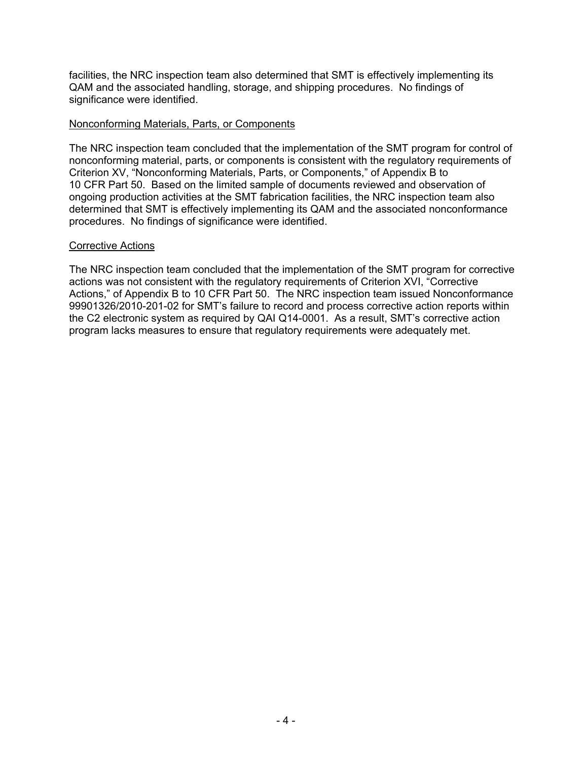facilities, the NRC inspection team also determined that SMT is effectively implementing its QAM and the associated handling, storage, and shipping procedures. No findings of significance were identified.

Nonconforming Materials, Parts, or Components

The NRC inspection team concluded that the implementation of the SMT program for control of nonconforming material, parts, or components is consistent with the regulatory requirements of Criterion XV, "Nonconforming Materials, Parts, or Components," of Appendix B to 10 CFR Part 50. Based on the limited sample of documents reviewed and observation of ongoing production activities at the SMT fabrication facilities, the NRC inspection team also determined that SMT is effectively implementing its QAM and the associated nonconformance procedures. No findings of significance were identified.

Corrective Actions

The NRC inspection team concluded that the implementation of the SMT program for corrective actions was not consistent with the regulatory requirements of Criterion XVI, "Corrective Actions," of Appendix B to 10 CFR Part 50. The NRC inspection team issued Nonconformance 99901326/2010-201-02 for SMT's failure to record and process corrective action reports within the C2 electronic system as required by QAI Q14-0001. As a result, SMT's corrective action program lacks measures to ensure that regulatory requirements were adequately met.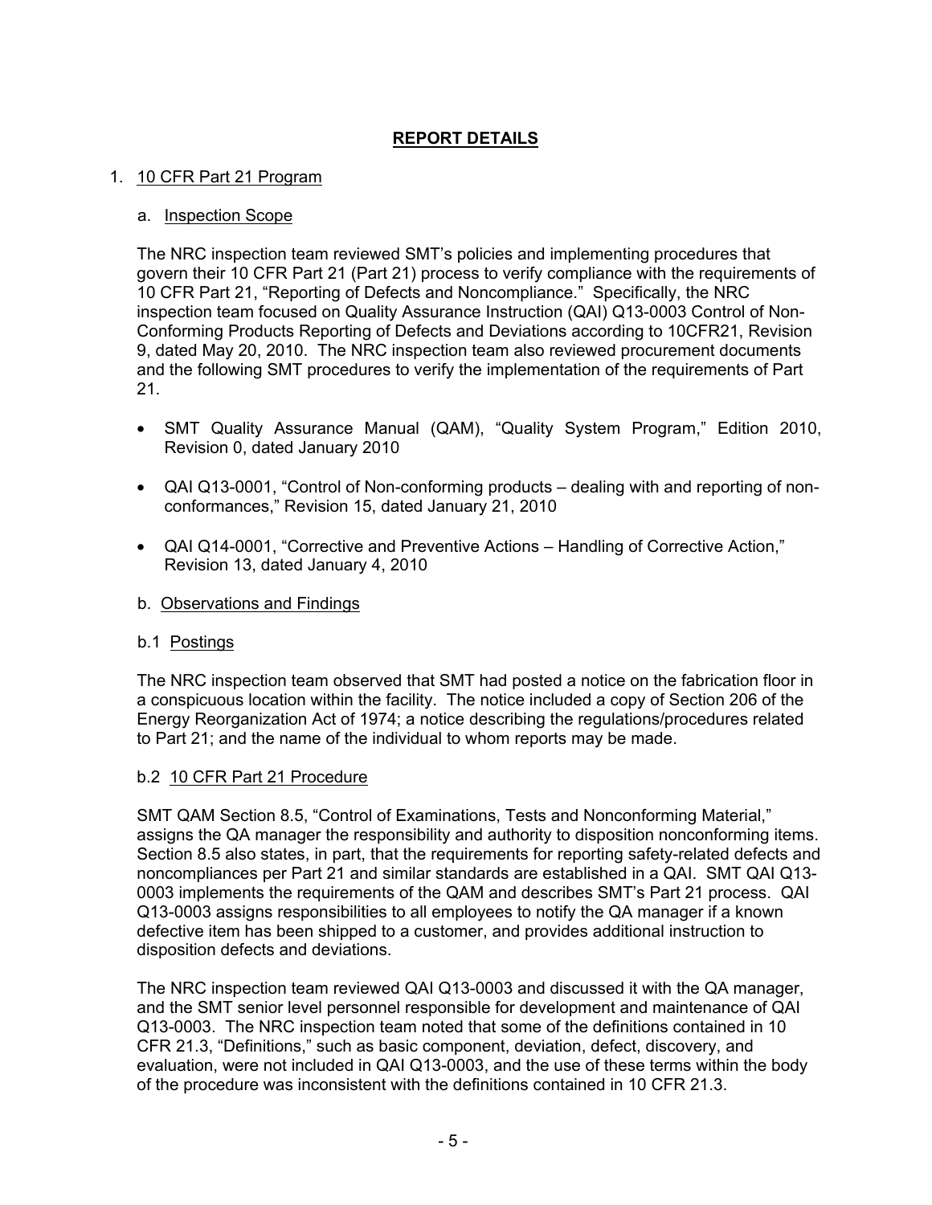## REPORT DETAILS

1. 10 CFR Part 21 Program

   a. Inspection Scope

   The NRC inspection team reviewed SMT's policies and implementing procedures that govern their 10 CFR Part 21 (Part 21) process to verify compliance with the requirements of 10 CFR Part 21, "Reporting of Defects and Noncompliance." Specifically, the NRC inspection team focused on Quality Assurance Instruction (QAI) Q13-0003 Control of Non-Conforming Products Reporting of Defects and Deviations according to 10CFR21, Revision 9, dated May 20, 2010. The NRC inspection team also reviewed procurement documents and the following SMT procedures to verify the implementation of the requirements of Part 21.

   - SMT Quality Assurance Manual (QAM), "Quality System Program," Edition 2010, Revision 0, dated January 2010
   - QAI Q13-0001, "Control of Non-conforming products – dealing with and reporting of non-conformances," Revision 15, dated January 21, 2010
   - QAI Q14-0001, "Corrective and Preventive Actions – Handling of Corrective Action," Revision 13, dated January 4, 2010

   b. Observations and Findings

   b.1 Postings

   The NRC inspection team observed that SMT had posted a notice on the fabrication floor in a conspicuous location within the facility. The notice included a copy of Section 206 of the Energy Reorganization Act of 1974; a notice describing the regulations/procedures related to Part 21; and the name of the individual to whom reports may be made.

   b.2 10 CFR Part 21 Procedure

   SMT QAM Section 8.5, "Control of Examinations, Tests and Nonconforming Material," assigns the QA manager the responsibility and authority to disposition nonconforming items. Section 8.5 also states, in part, that the requirements for reporting safety-related defects and noncompliances per Part 21 and similar standards are established in a QAI. SMT QAI Q13-0003 implements the requirements of the QAM and describes SMT's Part 21 process. QAI Q13-0003 assigns responsibilities to all employees to notify the QA manager if a known defective item has been shipped to a customer, and provides additional instruction to disposition defects and deviations.

   The NRC inspection team reviewed QAI Q13-0003 and discussed it with the QA manager, and the SMT senior level personnel responsible for development and maintenance of QAI Q13-0003. The NRC inspection team noted that some of the definitions contained in 10 CFR 21.3, "Definitions," such as basic component, deviation, defect, discovery, and evaluation, were not included in QAI Q13-0003, and the use of these terms within the body of the procedure was inconsistent with the definitions contained in 10 CFR 21.3.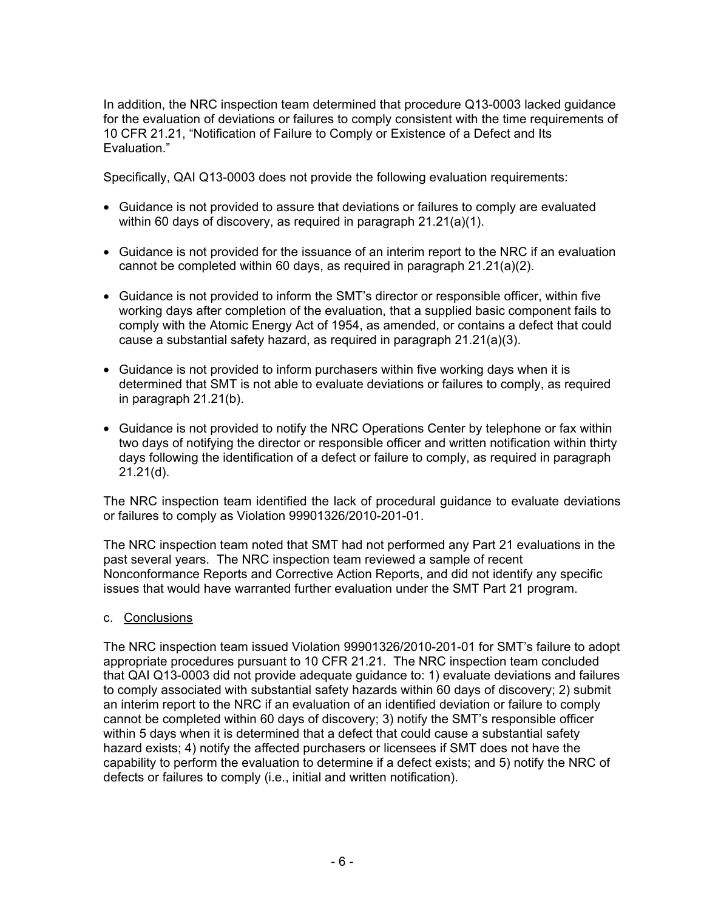In addition, the NRC inspection team determined that procedure Q13-0003 lacked guidance for the evaluation of deviations or failures to comply consistent with the time requirements of 10 CFR 21.21, "Notification of Failure to Comply or Existence of a Defect and Its Evaluation."

Specifically, QAI Q13-0003 does not provide the following evaluation requirements:

- Guidance is not provided to assure that deviations or failures to comply are evaluated within 60 days of discovery, as required in paragraph 21.21(a)(1).
- Guidance is not provided for the issuance of an interim report to the NRC if an evaluation cannot be completed within 60 days, as required in paragraph 21.21(a)(2).
- Guidance is not provided to inform the SMT's director or responsible officer, within five working days after completion of the evaluation, that a supplied basic component fails to comply with the Atomic Energy Act of 1954, as amended, or contains a defect that could cause a substantial safety hazard, as required in paragraph 21.21(a)(3).
- Guidance is not provided to inform purchasers within five working days when it is determined that SMT is not able to evaluate deviations or failures to comply, as required in paragraph 21.21(b).
- Guidance is not provided to notify the NRC Operations Center by telephone or fax within two days of notifying the director or responsible officer and written notification within thirty days following the identification of a defect or failure to comply, as required in paragraph 21.21(d).

The NRC inspection team identified the lack of procedural guidance to evaluate deviations or failures to comply as Violation 99901326/2010-201-01.

The NRC inspection team noted that SMT had not performed any Part 21 evaluations in the past several years. The NRC inspection team reviewed a sample of recent Nonconformance Reports and Corrective Action Reports, and did not identify any specific issues that would have warranted further evaluation under the SMT Part 21 program.

c. Conclusions

The NRC inspection team issued Violation 99901326/2010-201-01 for SMT's failure to adopt appropriate procedures pursuant to 10 CFR 21.21. The NRC inspection team concluded that QAI Q13-0003 did not provide adequate guidance to: 1) evaluate deviations and failures to comply associated with substantial safety hazards within 60 days of discovery; 2) submit an interim report to the NRC if an evaluation of an identified deviation or failure to comply cannot be completed within 60 days of discovery; 3) notify the SMT's responsible officer within 5 days when it is determined that a defect that could cause a substantial safety hazard exists; 4) notify the affected purchasers or licensees if SMT does not have the capability to perform the evaluation to determine if a defect exists; and 5) notify the NRC of defects or failures to comply (i.e., initial and written notification).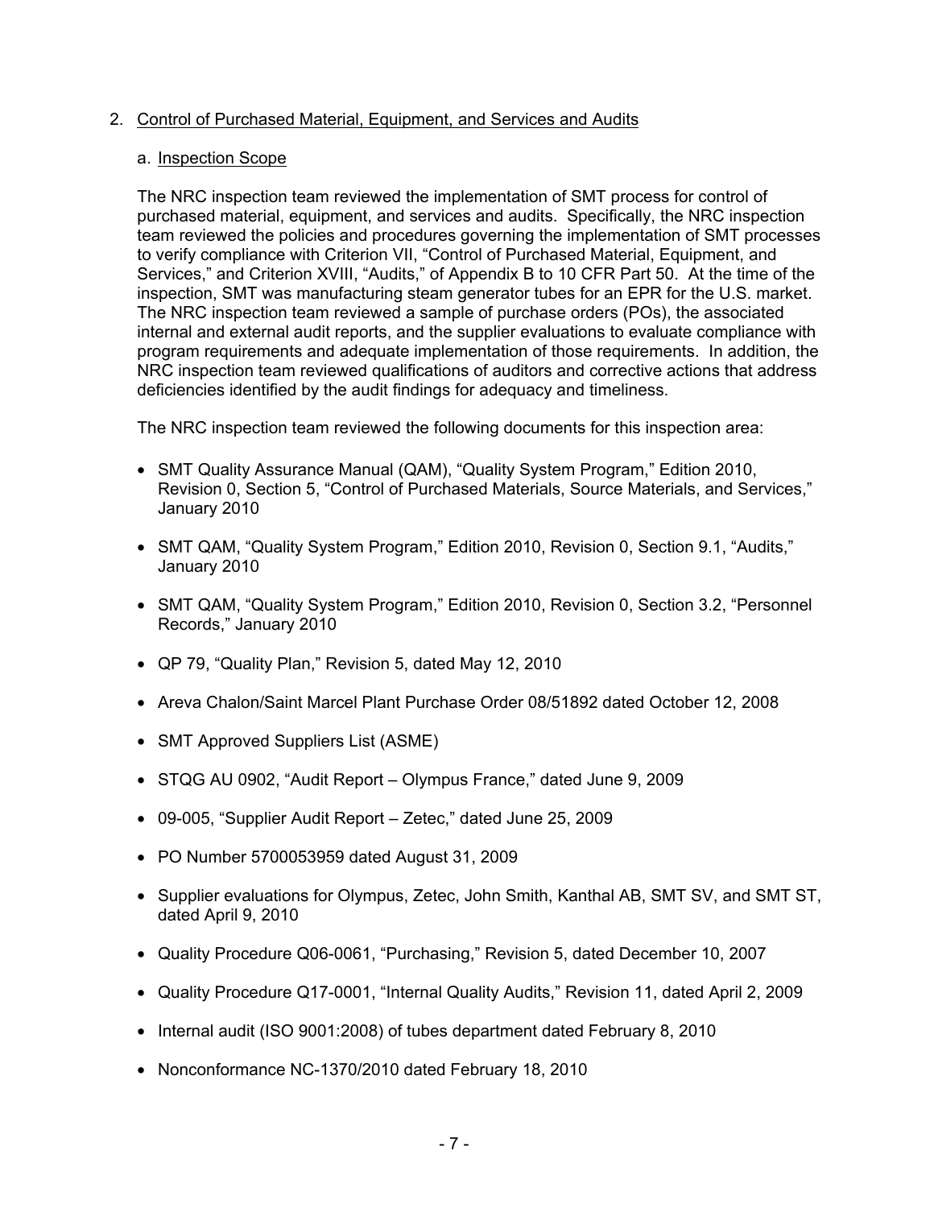2. Control of Purchased Material, Equipment, and Services and Audits

a. Inspection Scope

The NRC inspection team reviewed the implementation of SMT process for control of purchased material, equipment, and services and audits. Specifically, the NRC inspection team reviewed the policies and procedures governing the implementation of SMT processes to verify compliance with Criterion VII, "Control of Purchased Material, Equipment, and Services," and Criterion XVIII, "Audits," of Appendix B to 10 CFR Part 50. At the time of the inspection, SMT was manufacturing steam generator tubes for an EPR for the U.S. market. The NRC inspection team reviewed a sample of purchase orders (POs), the associated internal and external audit reports, and the supplier evaluations to evaluate compliance with program requirements and adequate implementation of those requirements. In addition, the NRC inspection team reviewed qualifications of auditors and corrective actions that address deficiencies identified by the audit findings for adequacy and timeliness.

The NRC inspection team reviewed the following documents for this inspection area:

- SMT Quality Assurance Manual (QAM), "Quality System Program," Edition 2010, Revision 0, Section 5, "Control of Purchased Materials, Source Materials, and Services," January 2010
- SMT QAM, "Quality System Program," Edition 2010, Revision 0, Section 9.1, "Audits," January 2010
- SMT QAM, "Quality System Program," Edition 2010, Revision 0, Section 3.2, "Personnel Records," January 2010
- QP 79, "Quality Plan," Revision 5, dated May 12, 2010
- Areva Chalon/Saint Marcel Plant Purchase Order 08/51892 dated October 12, 2008
- SMT Approved Suppliers List (ASME)
- STQG AU 0902, "Audit Report – Olympus France," dated June 9, 2009
- 09-005, "Supplier Audit Report – Zetec," dated June 25, 2009
- PO Number 5700053959 dated August 31, 2009
- Supplier evaluations for Olympus, Zetec, John Smith, Kanthal AB, SMT SV, and SMT ST, dated April 9, 2010
- Quality Procedure Q06-0061, "Purchasing," Revision 5, dated December 10, 2007
- Quality Procedure Q17-0001, "Internal Quality Audits," Revision 11, dated April 2, 2009
- Internal audit (ISO 9001:2008) of tubes department dated February 8, 2010
- Nonconformance NC-1370/2010 dated February 18, 2010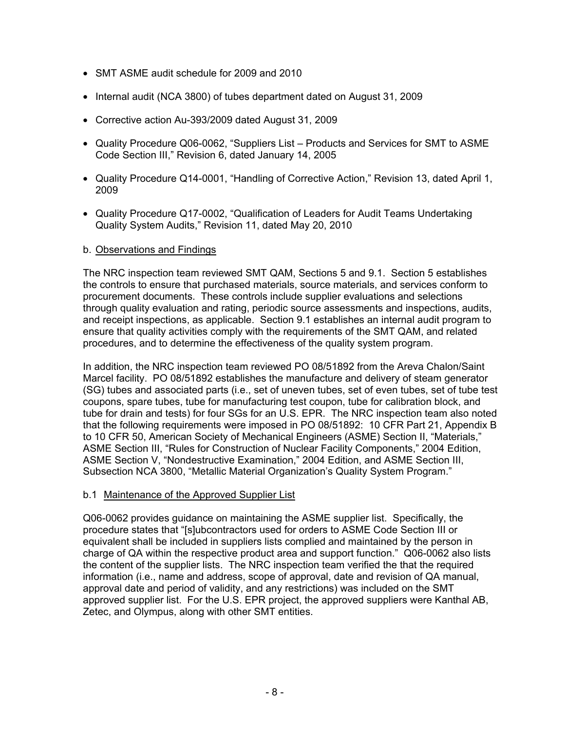- SMT ASME audit schedule for 2009 and 2010
- Internal audit (NCA 3800) of tubes department dated on August 31, 2009
- Corrective action Au-393/2009 dated August 31, 2009
- Quality Procedure Q06-0062, "Suppliers List – Products and Services for SMT to ASME Code Section III," Revision 6, dated January 14, 2005
- Quality Procedure Q14-0001, "Handling of Corrective Action," Revision 13, dated April 1, 2009
- Quality Procedure Q17-0002, "Qualification of Leaders for Audit Teams Undertaking Quality System Audits," Revision 11, dated May 20, 2010

b. Observations and Findings

The NRC inspection team reviewed SMT QAM, Sections 5 and 9.1. Section 5 establishes the controls to ensure that purchased materials, source materials, and services conform to procurement documents. These controls include supplier evaluations and selections through quality evaluation and rating, periodic source assessments and inspections, audits, and receipt inspections, as applicable. Section 9.1 establishes an internal audit program to ensure that quality activities comply with the requirements of the SMT QAM, and related procedures, and to determine the effectiveness of the quality system program.

In addition, the NRC inspection team reviewed PO 08/51892 from the Areva Chalon/Saint Marcel facility. PO 08/51892 establishes the manufacture and delivery of steam generator (SG) tubes and associated parts (i.e., set of uneven tubes, set of even tubes, set of tube test coupons, spare tubes, tube for manufacturing test coupon, tube for calibration block, and tube for drain and tests) for four SGs for an U.S. EPR. The NRC inspection team also noted that the following requirements were imposed in PO 08/51892: 10 CFR Part 21, Appendix B to 10 CFR 50, American Society of Mechanical Engineers (ASME) Section II, "Materials," ASME Section III, "Rules for Construction of Nuclear Facility Components," 2004 Edition, ASME Section V, "Nondestructive Examination," 2004 Edition, and ASME Section III, Subsection NCA 3800, "Metallic Material Organization's Quality System Program."

b.1 Maintenance of the Approved Supplier List

Q06-0062 provides guidance on maintaining the ASME supplier list. Specifically, the procedure states that "[s]ubcontractors used for orders to ASME Code Section III or equivalent shall be included in suppliers lists complied and maintained by the person in charge of QA within the respective product area and support function." Q06-0062 also lists the content of the supplier lists. The NRC inspection team verified the that the required information (i.e., name and address, scope of approval, date and revision of QA manual, approval date and period of validity, and any restrictions) was included on the SMT approved supplier list. For the U.S. EPR project, the approved suppliers were Kanthal AB, Zetec, and Olympus, along with other SMT entities.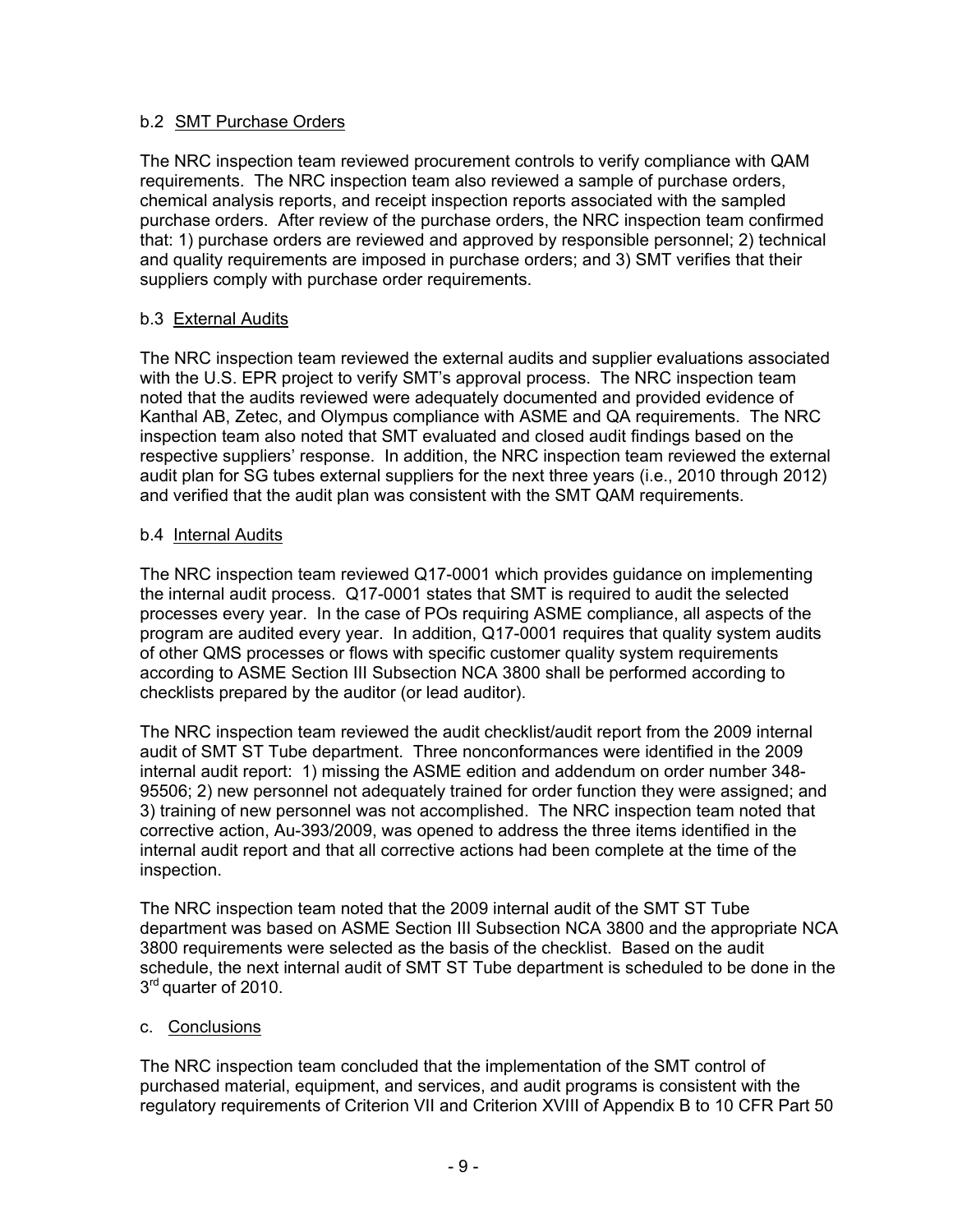b.2 SMT Purchase Orders

The NRC inspection team reviewed procurement controls to verify compliance with QAM requirements. The NRC inspection team also reviewed a sample of purchase orders, chemical analysis reports, and receipt inspection reports associated with the sampled purchase orders. After review of the purchase orders, the NRC inspection team confirmed that: 1) purchase orders are reviewed and approved by responsible personnel; 2) technical and quality requirements are imposed in purchase orders; and 3) SMT verifies that their suppliers comply with purchase order requirements.

b.3 External Audits

The NRC inspection team reviewed the external audits and supplier evaluations associated with the U.S. EPR project to verify SMT's approval process. The NRC inspection team noted that the audits reviewed were adequately documented and provided evidence of Kanthal AB, Zetec, and Olympus compliance with ASME and QA requirements. The NRC inspection team also noted that SMT evaluated and closed audit findings based on the respective suppliers' response. In addition, the NRC inspection team reviewed the external audit plan for SG tubes external suppliers for the next three years (i.e., 2010 through 2012) and verified that the audit plan was consistent with the SMT QAM requirements.

b.4 Internal Audits

The NRC inspection team reviewed Q17-0001 which provides guidance on implementing the internal audit process. Q17-0001 states that SMT is required to audit the selected processes every year. In the case of POs requiring ASME compliance, all aspects of the program are audited every year. In addition, Q17-0001 requires that quality system audits of other QMS processes or flows with specific customer quality system requirements according to ASME Section III Subsection NCA 3800 shall be performed according to checklists prepared by the auditor (or lead auditor).

The NRC inspection team reviewed the audit checklist/audit report from the 2009 internal audit of SMT ST Tube department. Three nonconformances were identified in the 2009 internal audit report: 1) missing the ASME edition and addendum on order number 348-95506; 2) new personnel not adequately trained for order function they were assigned; and 3) training of new personnel was not accomplished. The NRC inspection team noted that corrective action, Au-393/2009, was opened to address the three items identified in the internal audit report and that all corrective actions had been complete at the time of the inspection.

The NRC inspection team noted that the 2009 internal audit of the SMT ST Tube department was based on ASME Section III Subsection NCA 3800 and the appropriate NCA 3800 requirements were selected as the basis of the checklist. Based on the audit schedule, the next internal audit of SMT ST Tube department is scheduled to be done in the 3rd quarter of 2010.

c. Conclusions

The NRC inspection team concluded that the implementation of the SMT control of purchased material, equipment, and services, and audit programs is consistent with the regulatory requirements of Criterion VII and Criterion XVIII of Appendix B to 10 CFR Part 50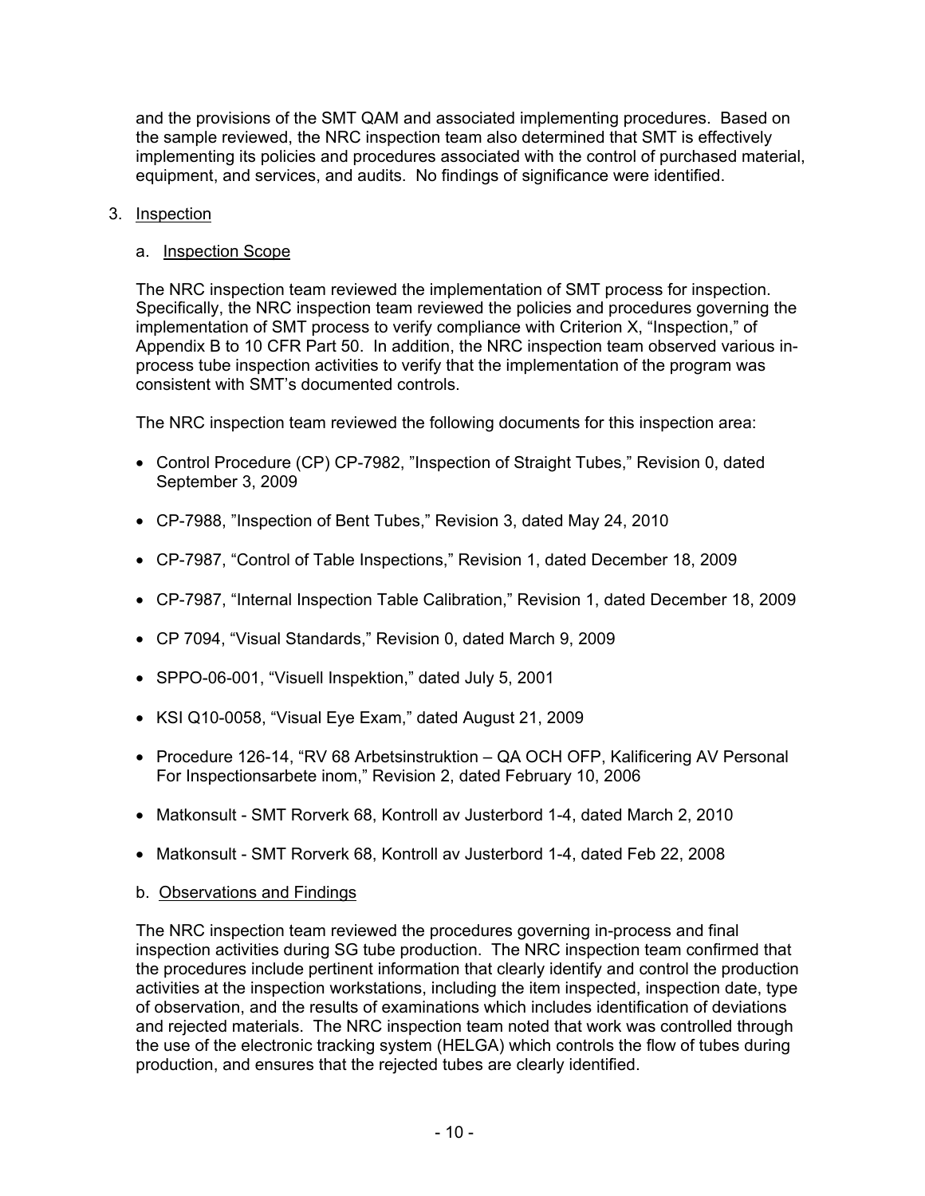and the provisions of the SMT QAM and associated implementing procedures. Based on the sample reviewed, the NRC inspection team also determined that SMT is effectively implementing its policies and procedures associated with the control of purchased material, equipment, and services, and audits. No findings of significance were identified.

3. Inspection

   a. Inspection Scope

The NRC inspection team reviewed the implementation of SMT process for inspection. Specifically, the NRC inspection team reviewed the policies and procedures governing the implementation of SMT process to verify compliance with Criterion X, "Inspection," of Appendix B to 10 CFR Part 50. In addition, the NRC inspection team observed various in-process tube inspection activities to verify that the implementation of the program was consistent with SMT's documented controls.

The NRC inspection team reviewed the following documents for this inspection area:

- Control Procedure (CP) CP-7982, "Inspection of Straight Tubes," Revision 0, dated September 3, 2009
- CP-7988, "Inspection of Bent Tubes," Revision 3, dated May 24, 2010
- CP-7987, "Control of Table Inspections," Revision 1, dated December 18, 2009
- CP-7987, "Internal Inspection Table Calibration," Revision 1, dated December 18, 2009
- CP 7094, "Visual Standards," Revision 0, dated March 9, 2009
- SPPO-06-001, "Visuell Inspektion," dated July 5, 2001
- KSI Q10-0058, "Visual Eye Exam," dated August 21, 2009
- Procedure 126-14, "RV 68 Arbetsinstruktion – QA OCH OFP, Kalificering AV Personal For Inspectionsarbete inom," Revision 2, dated February 10, 2006
- Matkonsult - SMT Rorverk 68, Kontroll av Justerbord 1-4, dated March 2, 2010
- Matkonsult - SMT Rorverk 68, Kontroll av Justerbord 1-4, dated Feb 22, 2008

   b. Observations and Findings

The NRC inspection team reviewed the procedures governing in-process and final inspection activities during SG tube production. The NRC inspection team confirmed that the procedures include pertinent information that clearly identify and control the production activities at the inspection workstations, including the item inspected, inspection date, type of observation, and the results of examinations which includes identification of deviations and rejected materials. The NRC inspection team noted that work was controlled through the use of the electronic tracking system (HELGA) which controls the flow of tubes during production, and ensures that the rejected tubes are clearly identified.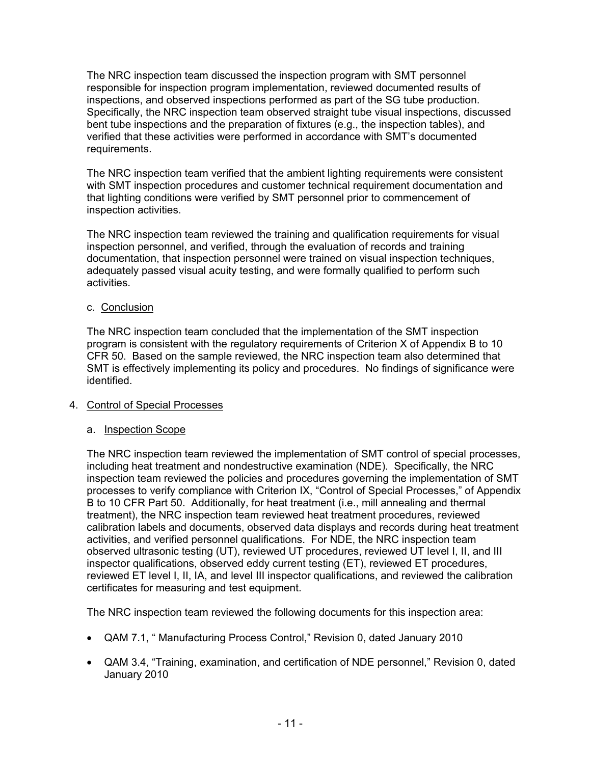The NRC inspection team discussed the inspection program with SMT personnel responsible for inspection program implementation, reviewed documented results of inspections, and observed inspections performed as part of the SG tube production. Specifically, the NRC inspection team observed straight tube visual inspections, discussed bent tube inspections and the preparation of fixtures (e.g., the inspection tables), and verified that these activities were performed in accordance with SMT's documented requirements.

The NRC inspection team verified that the ambient lighting requirements were consistent with SMT inspection procedures and customer technical requirement documentation and that lighting conditions were verified by SMT personnel prior to commencement of inspection activities.

The NRC inspection team reviewed the training and qualification requirements for visual inspection personnel, and verified, through the evaluation of records and training documentation, that inspection personnel were trained on visual inspection techniques, adequately passed visual acuity testing, and were formally qualified to perform such activities.

c. Conclusion

The NRC inspection team concluded that the implementation of the SMT inspection program is consistent with the regulatory requirements of Criterion X of Appendix B to 10 CFR 50. Based on the sample reviewed, the NRC inspection team also determined that SMT is effectively implementing its policy and procedures. No findings of significance were identified.

4. Control of Special Processes

a. Inspection Scope

The NRC inspection team reviewed the implementation of SMT control of special processes, including heat treatment and nondestructive examination (NDE). Specifically, the NRC inspection team reviewed the policies and procedures governing the implementation of SMT processes to verify compliance with Criterion IX, "Control of Special Processes," of Appendix B to 10 CFR Part 50. Additionally, for heat treatment (i.e., mill annealing and thermal treatment), the NRC inspection team reviewed heat treatment procedures, reviewed calibration labels and documents, observed data displays and records during heat treatment activities, and verified personnel qualifications. For NDE, the NRC inspection team observed ultrasonic testing (UT), reviewed UT procedures, reviewed UT level I, II, and III inspector qualifications, observed eddy current testing (ET), reviewed ET procedures, reviewed ET level I, II, IA, and level III inspector qualifications, and reviewed the calibration certificates for measuring and test equipment.

The NRC inspection team reviewed the following documents for this inspection area:

- QAM 7.1, " Manufacturing Process Control," Revision 0, dated January 2010
- QAM 3.4, "Training, examination, and certification of NDE personnel," Revision 0, dated January 2010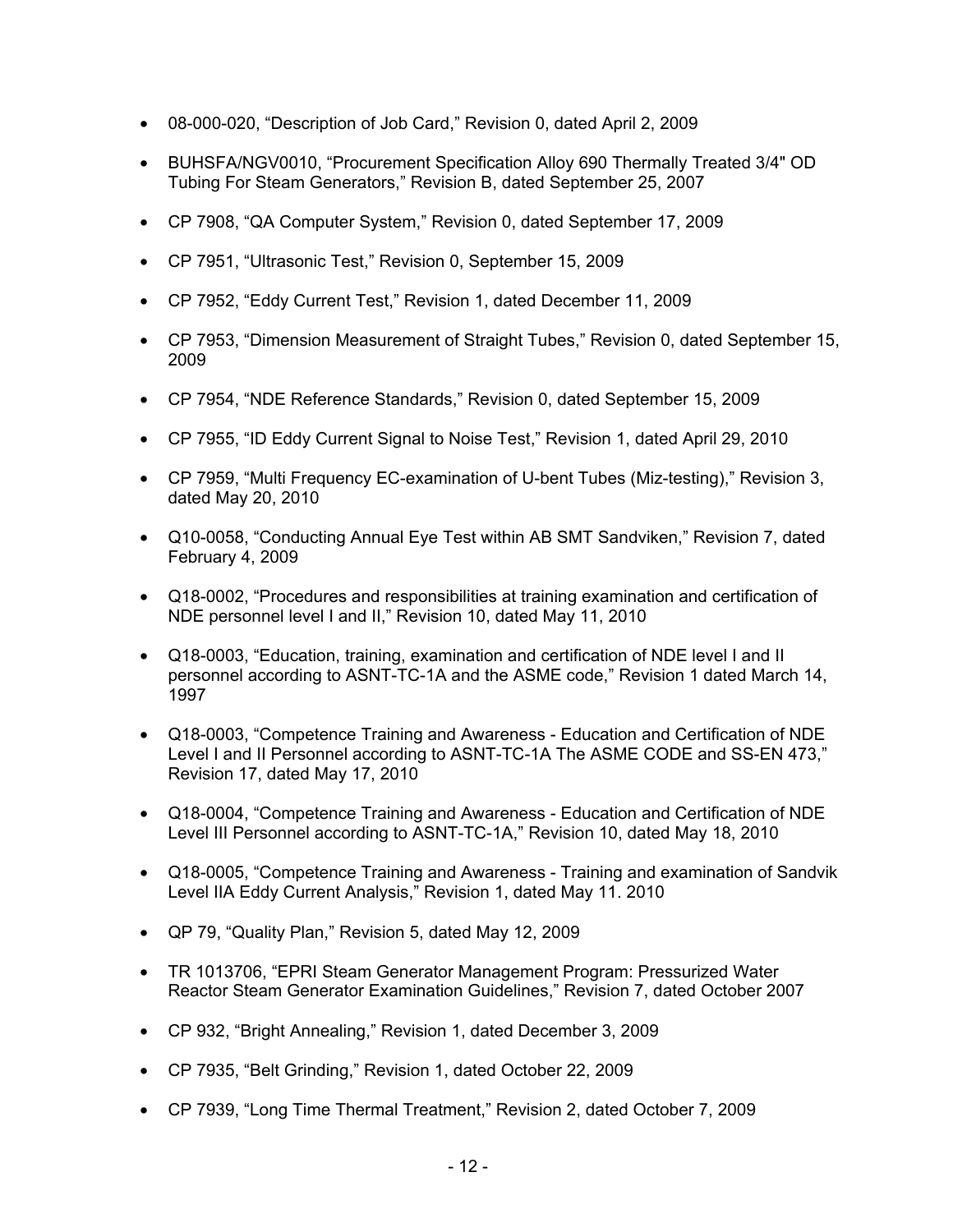- 08-000-020, “Description of Job Card,” Revision 0, dated April 2, 2009
- BUHSFA/NGV0010, “Procurement Specification Alloy 690 Thermally Treated 3/4" OD Tubing For Steam Generators,” Revision B, dated September 25, 2007
- CP 7908, “QA Computer System,” Revision 0, dated September 17, 2009
- CP 7951, “Ultrasonic Test,” Revision 0, September 15, 2009
- CP 7952, “Eddy Current Test,” Revision 1, dated December 11, 2009
- CP 7953, “Dimension Measurement of Straight Tubes,” Revision 0, dated September 15, 2009
- CP 7954, “NDE Reference Standards,” Revision 0, dated September 15, 2009
- CP 7955, “ID Eddy Current Signal to Noise Test,” Revision 1, dated April 29, 2010
- CP 7959, “Multi Frequency EC-examination of U-bent Tubes (Miz-testing),” Revision 3, dated May 20, 2010
- Q10-0058, “Conducting Annual Eye Test within AB SMT Sandviken,” Revision 7, dated February 4, 2009
- Q18-0002, “Procedures and responsibilities at training examination and certification of NDE personnel level I and II,” Revision 10, dated May 11, 2010
- Q18-0003, “Education, training, examination and certification of NDE level I and II personnel according to ASNT-TC-1A and the ASME code,” Revision 1 dated March 14, 1997
- Q18-0003, “Competence Training and Awareness - Education and Certification of NDE Level I and II Personnel according to ASNT-TC-1A The ASME CODE and SS-EN 473,” Revision 17, dated May 17, 2010
- Q18-0004, “Competence Training and Awareness - Education and Certification of NDE Level III Personnel according to ASNT-TC-1A,” Revision 10, dated May 18, 2010
- Q18-0005, “Competence Training and Awareness - Training and examination of Sandvik Level IIA Eddy Current Analysis,” Revision 1, dated May 11. 2010
- QP 79, “Quality Plan,” Revision 5, dated May 12, 2009
- TR 1013706, “EPRI Steam Generator Management Program: Pressurized Water Reactor Steam Generator Examination Guidelines,” Revision 7, dated October 2007
- CP 932, “Bright Annealing,” Revision 1, dated December 3, 2009
- CP 7935, “Belt Grinding,” Revision 1, dated October 22, 2009
- CP 7939, “Long Time Thermal Treatment,” Revision 2, dated October 7, 2009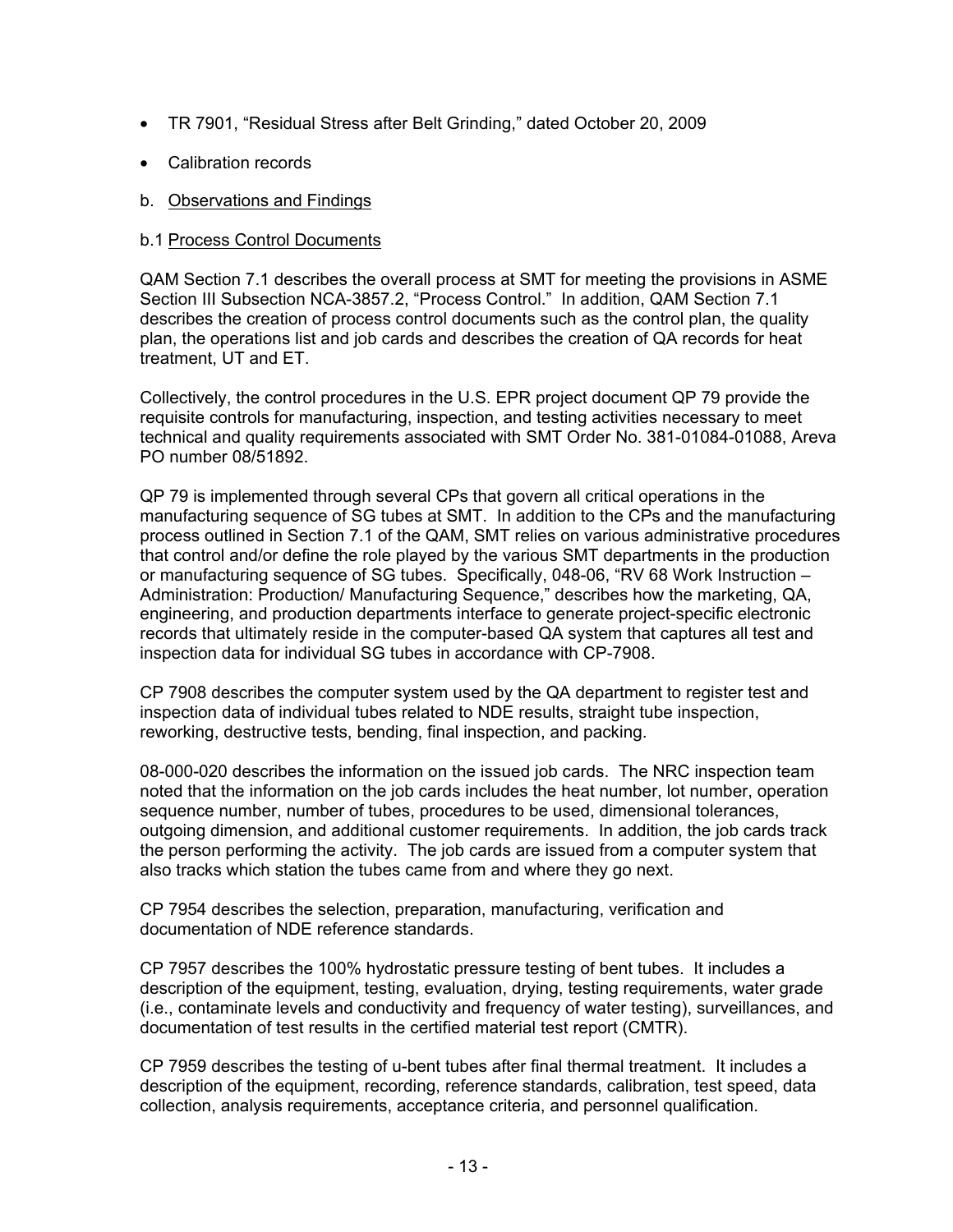- TR 7901, “Residual Stress after Belt Grinding,” dated October 20, 2009
- Calibration records

b. Observations and Findings

b.1 Process Control Documents

QAM Section 7.1 describes the overall process at SMT for meeting the provisions in ASME Section III Subsection NCA-3857.2, “Process Control.” In addition, QAM Section 7.1 describes the creation of process control documents such as the control plan, the quality plan, the operations list and job cards and describes the creation of QA records for heat treatment, UT and ET.

Collectively, the control procedures in the U.S. EPR project document QP 79 provide the requisite controls for manufacturing, inspection, and testing activities necessary to meet technical and quality requirements associated with SMT Order No. 381-01084-01088, Areva PO number 08/51892.

QP 79 is implemented through several CPs that govern all critical operations in the manufacturing sequence of SG tubes at SMT. In addition to the CPs and the manufacturing process outlined in Section 7.1 of the QAM, SMT relies on various administrative procedures that control and/or define the role played by the various SMT departments in the production or manufacturing sequence of SG tubes. Specifically, 048-06, “RV 68 Work Instruction – Administration: Production/ Manufacturing Sequence,” describes how the marketing, QA, engineering, and production departments interface to generate project-specific electronic records that ultimately reside in the computer-based QA system that captures all test and inspection data for individual SG tubes in accordance with CP-7908.

CP 7908 describes the computer system used by the QA department to register test and inspection data of individual tubes related to NDE results, straight tube inspection, reworking, destructive tests, bending, final inspection, and packing.

08-000-020 describes the information on the issued job cards. The NRC inspection team noted that the information on the job cards includes the heat number, lot number, operation sequence number, number of tubes, procedures to be used, dimensional tolerances, outgoing dimension, and additional customer requirements. In addition, the job cards track the person performing the activity. The job cards are issued from a computer system that also tracks which station the tubes came from and where they go next.

CP 7954 describes the selection, preparation, manufacturing, verification and documentation of NDE reference standards.

CP 7957 describes the 100% hydrostatic pressure testing of bent tubes. It includes a description of the equipment, testing, evaluation, drying, testing requirements, water grade (i.e., contaminate levels and conductivity and frequency of water testing), surveillances, and documentation of test results in the certified material test report (CMTR).

CP 7959 describes the testing of u-bent tubes after final thermal treatment. It includes a description of the equipment, recording, reference standards, calibration, test speed, data collection, analysis requirements, acceptance criteria, and personnel qualification.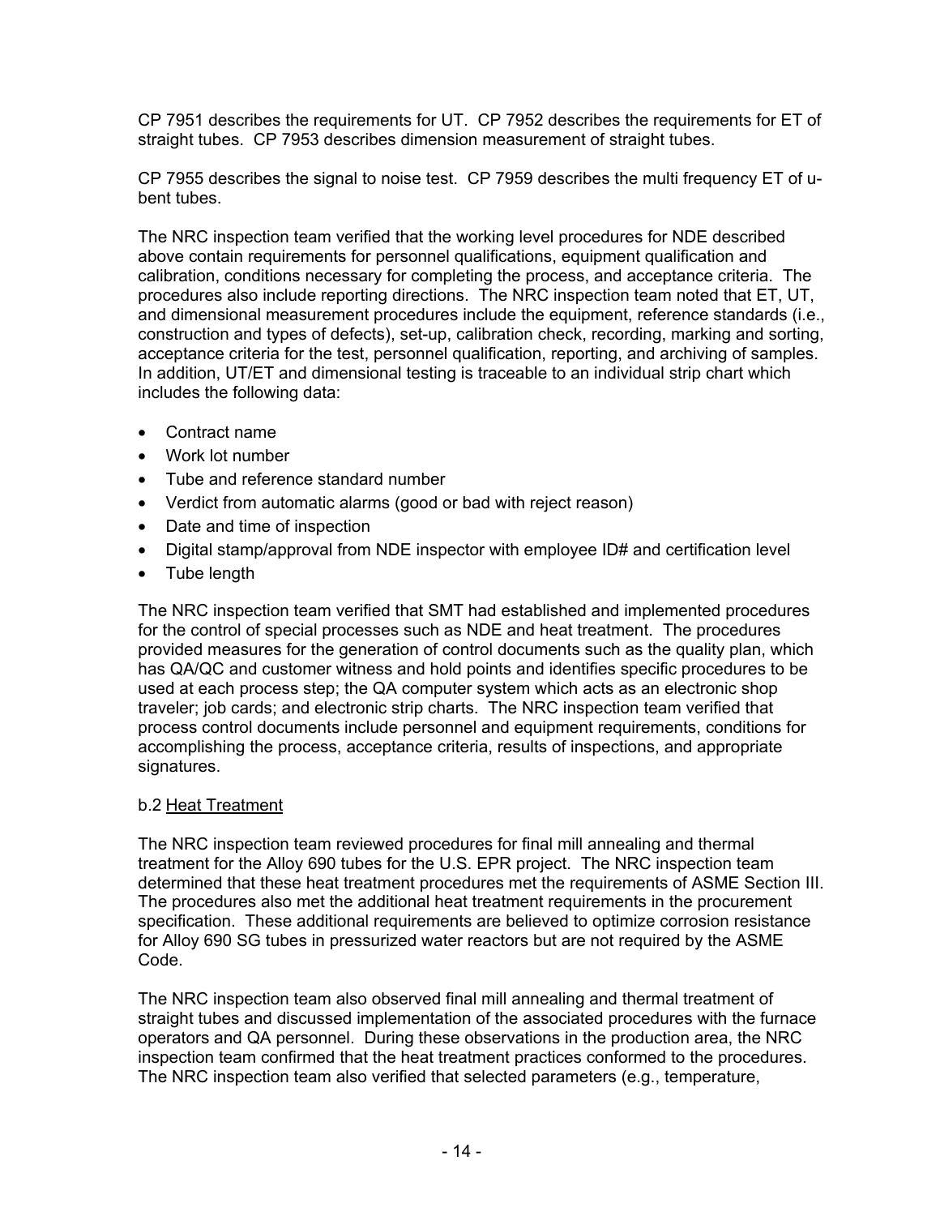CP 7951 describes the requirements for UT. CP 7952 describes the requirements for ET of straight tubes. CP 7953 describes dimension measurement of straight tubes.

CP 7955 describes the signal to noise test. CP 7959 describes the multi frequency ET of u-bent tubes.

The NRC inspection team verified that the working level procedures for NDE described above contain requirements for personnel qualifications, equipment qualification and calibration, conditions necessary for completing the process, and acceptance criteria. The procedures also include reporting directions. The NRC inspection team noted that ET, UT, and dimensional measurement procedures include the equipment, reference standards (i.e., construction and types of defects), set-up, calibration check, recording, marking and sorting, acceptance criteria for the test, personnel qualification, reporting, and archiving of samples. In addition, UT/ET and dimensional testing is traceable to an individual strip chart which includes the following data:

- Contract name
- Work lot number
- Tube and reference standard number
- Verdict from automatic alarms (good or bad with reject reason)
- Date and time of inspection
- Digital stamp/approval from NDE inspector with employee ID# and certification level
- Tube length

The NRC inspection team verified that SMT had established and implemented procedures for the control of special processes such as NDE and heat treatment. The procedures provided measures for the generation of control documents such as the quality plan, which has QA/QC and customer witness and hold points and identifies specific procedures to be used at each process step; the QA computer system which acts as an electronic shop traveler; job cards; and electronic strip charts. The NRC inspection team verified that process control documents include personnel and equipment requirements, conditions for accomplishing the process, acceptance criteria, results of inspections, and appropriate signatures.

b.2 Heat Treatment

The NRC inspection team reviewed procedures for final mill annealing and thermal treatment for the Alloy 690 tubes for the U.S. EPR project. The NRC inspection team determined that these heat treatment procedures met the requirements of ASME Section III. The procedures also met the additional heat treatment requirements in the procurement specification. These additional requirements are believed to optimize corrosion resistance for Alloy 690 SG tubes in pressurized water reactors but are not required by the ASME Code.

The NRC inspection team also observed final mill annealing and thermal treatment of straight tubes and discussed implementation of the associated procedures with the furnace operators and QA personnel. During these observations in the production area, the NRC inspection team confirmed that the heat treatment practices conformed to the procedures. The NRC inspection team also verified that selected parameters (e.g., temperature,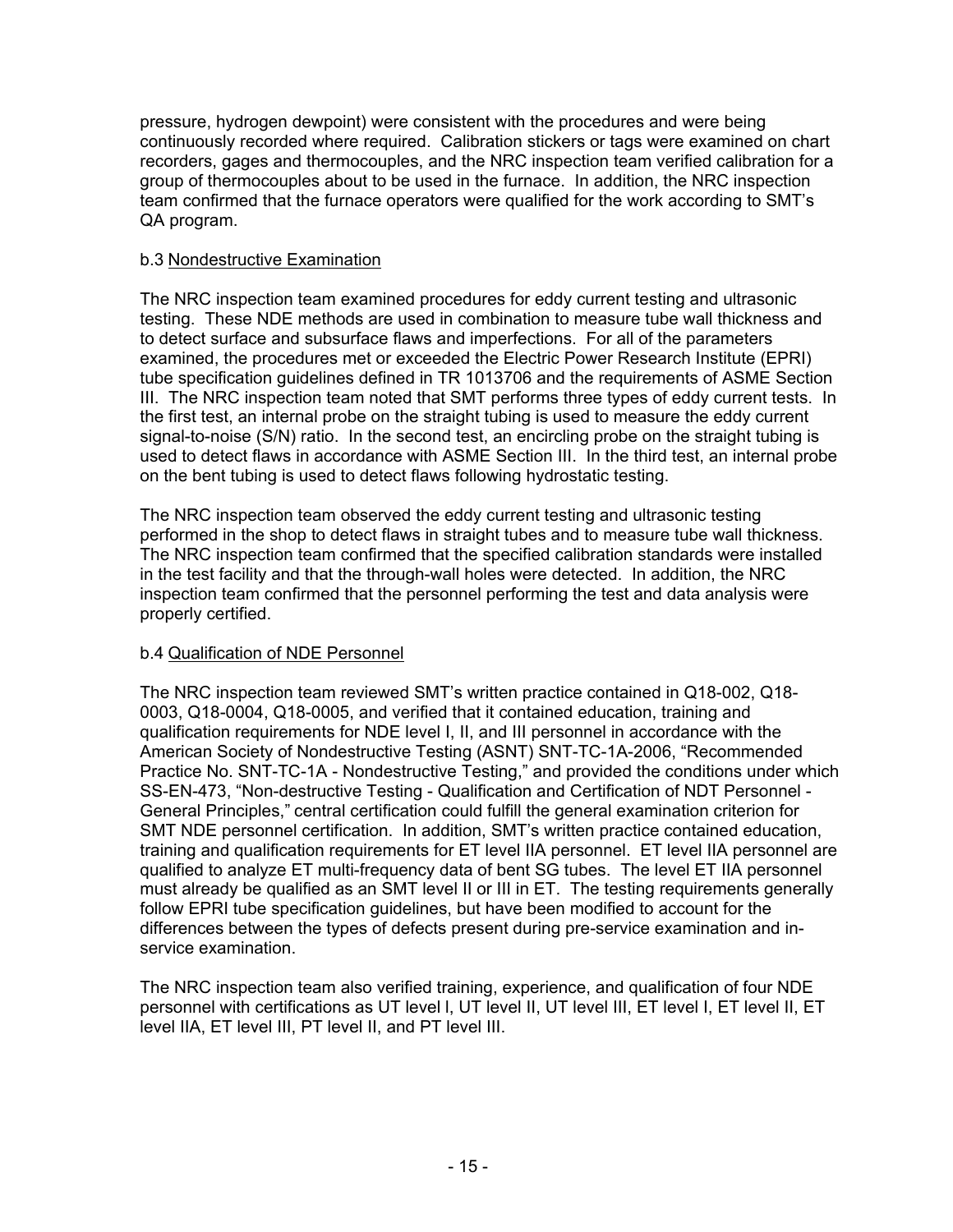pressure, hydrogen dewpoint) were consistent with the procedures and were being continuously recorded where required. Calibration stickers or tags were examined on chart recorders, gages and thermocouples, and the NRC inspection team verified calibration for a group of thermocouples about to be used in the furnace. In addition, the NRC inspection team confirmed that the furnace operators were qualified for the work according to SMT's QA program.

b.3 Nondestructive Examination

The NRC inspection team examined procedures for eddy current testing and ultrasonic testing. These NDE methods are used in combination to measure tube wall thickness and to detect surface and subsurface flaws and imperfections. For all of the parameters examined, the procedures met or exceeded the Electric Power Research Institute (EPRI) tube specification guidelines defined in TR 1013706 and the requirements of ASME Section III. The NRC inspection team noted that SMT performs three types of eddy current tests. In the first test, an internal probe on the straight tubing is used to measure the eddy current signal-to-noise (S/N) ratio. In the second test, an encircling probe on the straight tubing is used to detect flaws in accordance with ASME Section III. In the third test, an internal probe on the bent tubing is used to detect flaws following hydrostatic testing.

The NRC inspection team observed the eddy current testing and ultrasonic testing performed in the shop to detect flaws in straight tubes and to measure tube wall thickness. The NRC inspection team confirmed that the specified calibration standards were installed in the test facility and that the through-wall holes were detected. In addition, the NRC inspection team confirmed that the personnel performing the test and data analysis were properly certified.

b.4 Qualification of NDE Personnel

The NRC inspection team reviewed SMT's written practice contained in Q18-002, Q18-0003, Q18-0004, Q18-0005, and verified that it contained education, training and qualification requirements for NDE level I, II, and III personnel in accordance with the American Society of Nondestructive Testing (ASNT) SNT-TC-1A-2006, "Recommended Practice No. SNT-TC-1A - Nondestructive Testing," and provided the conditions under which SS-EN-473, "Non-destructive Testing - Qualification and Certification of NDT Personnel - General Principles," central certification could fulfill the general examination criterion for SMT NDE personnel certification. In addition, SMT's written practice contained education, training and qualification requirements for ET level IIA personnel. ET level IIA personnel are qualified to analyze ET multi-frequency data of bent SG tubes. The level ET IIA personnel must already be qualified as an SMT level II or III in ET. The testing requirements generally follow EPRI tube specification guidelines, but have been modified to account for the differences between the types of defects present during pre-service examination and in-service examination.

The NRC inspection team also verified training, experience, and qualification of four NDE personnel with certifications as UT level I, UT level II, UT level III, ET level I, ET level II, ET level IIA, ET level III, PT level II, and PT level III.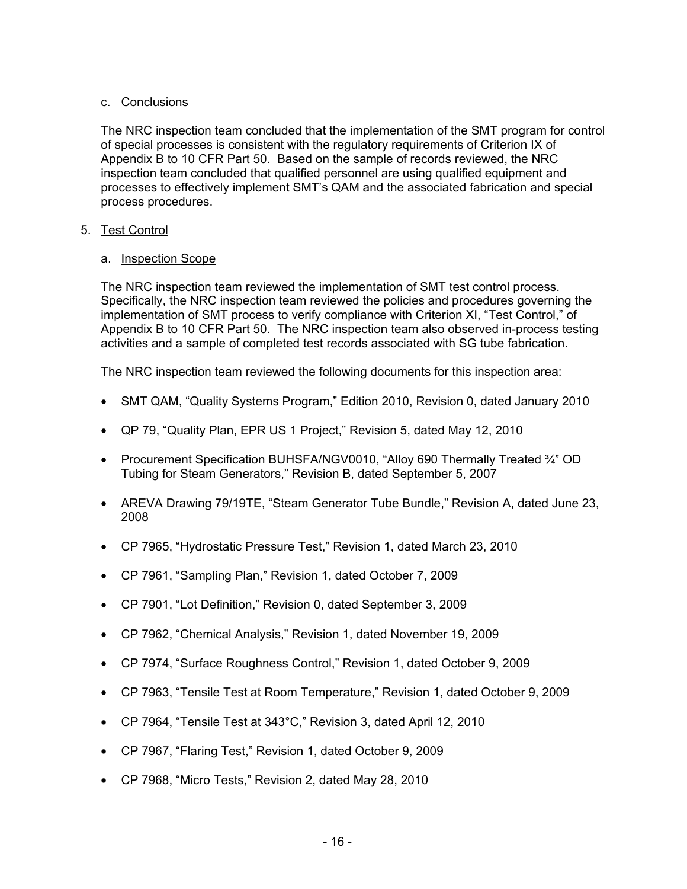c. Conclusions

The NRC inspection team concluded that the implementation of the SMT program for control of special processes is consistent with the regulatory requirements of Criterion IX of Appendix B to 10 CFR Part 50. Based on the sample of records reviewed, the NRC inspection team concluded that qualified personnel are using qualified equipment and processes to effectively implement SMT's QAM and the associated fabrication and special process procedures.

5. Test Control

a. Inspection Scope

The NRC inspection team reviewed the implementation of SMT test control process. Specifically, the NRC inspection team reviewed the policies and procedures governing the implementation of SMT process to verify compliance with Criterion XI, "Test Control," of Appendix B to 10 CFR Part 50. The NRC inspection team also observed in-process testing activities and a sample of completed test records associated with SG tube fabrication.

The NRC inspection team reviewed the following documents for this inspection area:

- SMT QAM, "Quality Systems Program," Edition 2010, Revision 0, dated January 2010
- QP 79, "Quality Plan, EPR US 1 Project," Revision 5, dated May 12, 2010
- Procurement Specification BUHSFA/NGV0010, "Alloy 690 Thermally Treated ¾" OD Tubing for Steam Generators," Revision B, dated September 5, 2007
- AREVA Drawing 79/19TE, "Steam Generator Tube Bundle," Revision A, dated June 23, 2008
- CP 7965, "Hydrostatic Pressure Test," Revision 1, dated March 23, 2010
- CP 7961, "Sampling Plan," Revision 1, dated October 7, 2009
- CP 7901, "Lot Definition," Revision 0, dated September 3, 2009
- CP 7962, "Chemical Analysis," Revision 1, dated November 19, 2009
- CP 7974, "Surface Roughness Control," Revision 1, dated October 9, 2009
- CP 7963, "Tensile Test at Room Temperature," Revision 1, dated October 9, 2009
- CP 7964, "Tensile Test at 343°C," Revision 3, dated April 12, 2010
- CP 7967, "Flaring Test," Revision 1, dated October 9, 2009
- CP 7968, "Micro Tests," Revision 2, dated May 28, 2010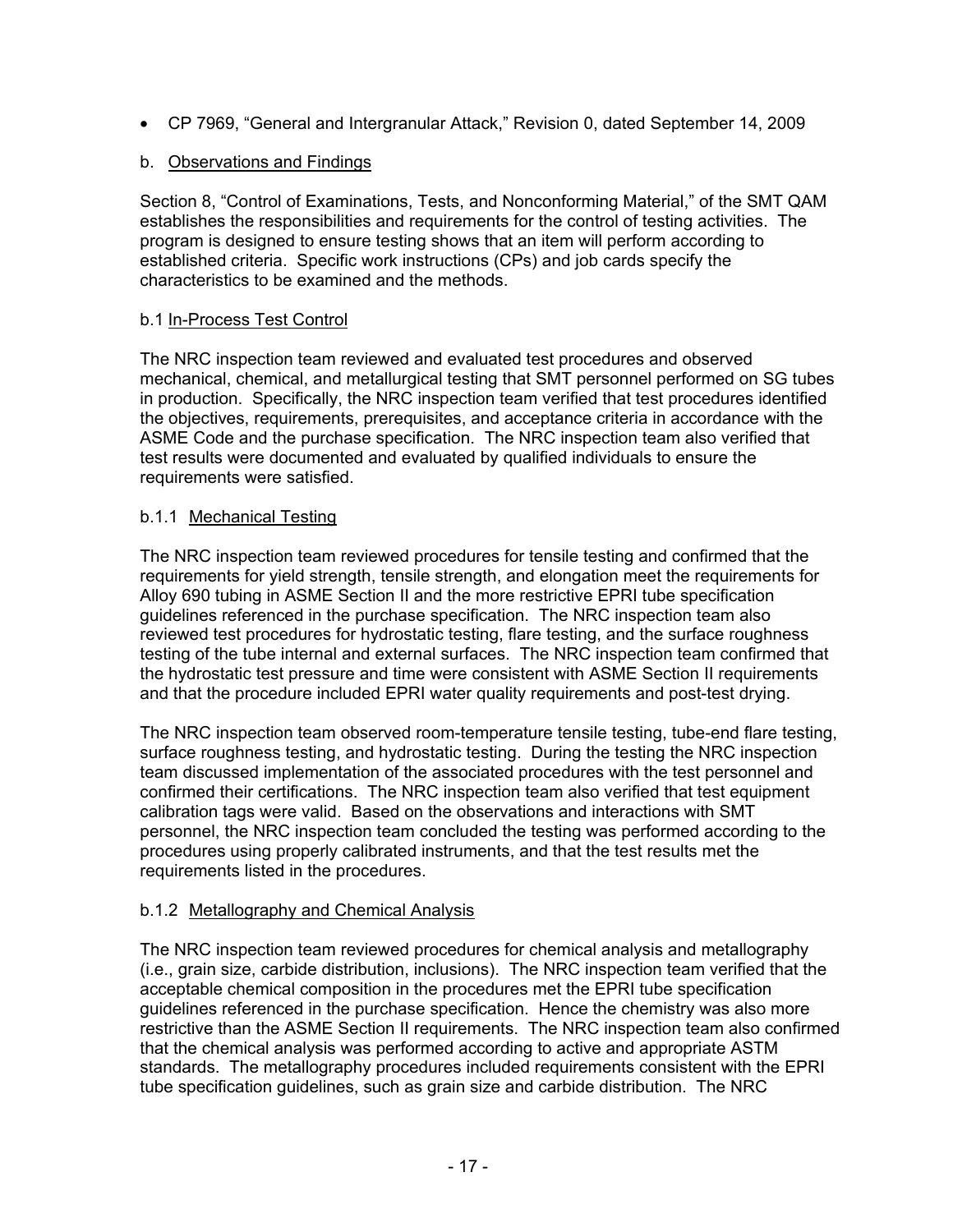- CP 7969, "General and Intergranular Attack," Revision 0, dated September 14, 2009

b. Observations and Findings

Section 8, "Control of Examinations, Tests, and Nonconforming Material," of the SMT QAM establishes the responsibilities and requirements for the control of testing activities. The program is designed to ensure testing shows that an item will perform according to established criteria. Specific work instructions (CPs) and job cards specify the characteristics to be examined and the methods.

b.1 In-Process Test Control

The NRC inspection team reviewed and evaluated test procedures and observed mechanical, chemical, and metallurgical testing that SMT personnel performed on SG tubes in production. Specifically, the NRC inspection team verified that test procedures identified the objectives, requirements, prerequisites, and acceptance criteria in accordance with the ASME Code and the purchase specification. The NRC inspection team also verified that test results were documented and evaluated by qualified individuals to ensure the requirements were satisfied.

b.1.1 Mechanical Testing

The NRC inspection team reviewed procedures for tensile testing and confirmed that the requirements for yield strength, tensile strength, and elongation meet the requirements for Alloy 690 tubing in ASME Section II and the more restrictive EPRI tube specification guidelines referenced in the purchase specification. The NRC inspection team also reviewed test procedures for hydrostatic testing, flare testing, and the surface roughness testing of the tube internal and external surfaces. The NRC inspection team confirmed that the hydrostatic test pressure and time were consistent with ASME Section II requirements and that the procedure included EPRI water quality requirements and post-test drying.

The NRC inspection team observed room-temperature tensile testing, tube-end flare testing, surface roughness testing, and hydrostatic testing. During the testing the NRC inspection team discussed implementation of the associated procedures with the test personnel and confirmed their certifications. The NRC inspection team also verified that test equipment calibration tags were valid. Based on the observations and interactions with SMT personnel, the NRC inspection team concluded the testing was performed according to the procedures using properly calibrated instruments, and that the test results met the requirements listed in the procedures.

b.1.2 Metallography and Chemical Analysis

The NRC inspection team reviewed procedures for chemical analysis and metallography (i.e., grain size, carbide distribution, inclusions). The NRC inspection team verified that the acceptable chemical composition in the procedures met the EPRI tube specification guidelines referenced in the purchase specification. Hence the chemistry was also more restrictive than the ASME Section II requirements. The NRC inspection team also confirmed that the chemical analysis was performed according to active and appropriate ASTM standards. The metallography procedures included requirements consistent with the EPRI tube specification guidelines, such as grain size and carbide distribution. The NRC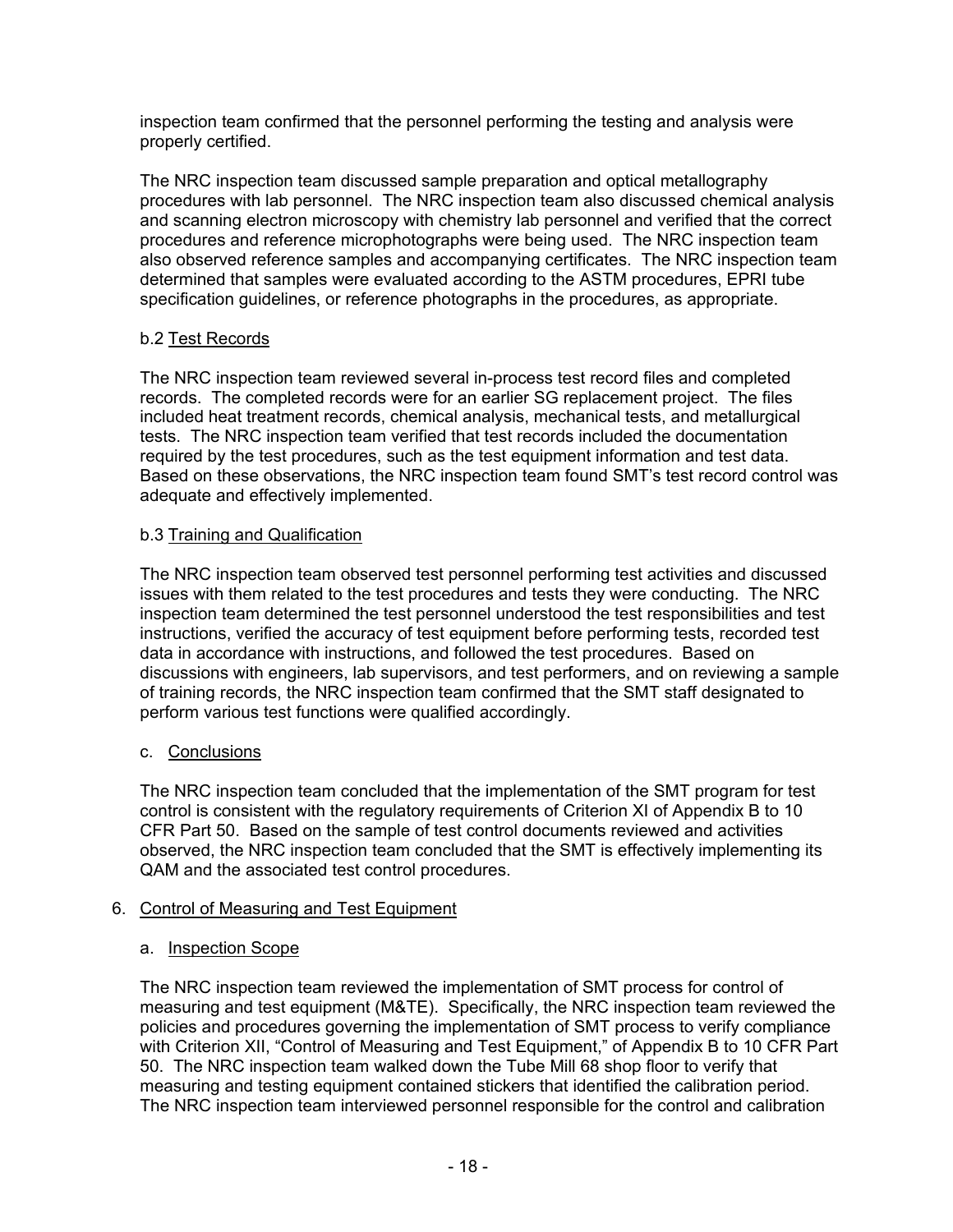inspection team confirmed that the personnel performing the testing and analysis were properly certified.

The NRC inspection team discussed sample preparation and optical metallography procedures with lab personnel. The NRC inspection team also discussed chemical analysis and scanning electron microscopy with chemistry lab personnel and verified that the correct procedures and reference microphotographs were being used. The NRC inspection team also observed reference samples and accompanying certificates. The NRC inspection team determined that samples were evaluated according to the ASTM procedures, EPRI tube specification guidelines, or reference photographs in the procedures, as appropriate.

b.2 Test Records

The NRC inspection team reviewed several in-process test record files and completed records. The completed records were for an earlier SG replacement project. The files included heat treatment records, chemical analysis, mechanical tests, and metallurgical tests. The NRC inspection team verified that test records included the documentation required by the test procedures, such as the test equipment information and test data. Based on these observations, the NRC inspection team found SMT's test record control was adequate and effectively implemented.

b.3 Training and Qualification

The NRC inspection team observed test personnel performing test activities and discussed issues with them related to the test procedures and tests they were conducting. The NRC inspection team determined the test personnel understood the test responsibilities and test instructions, verified the accuracy of test equipment before performing tests, recorded test data in accordance with instructions, and followed the test procedures. Based on discussions with engineers, lab supervisors, and test performers, and on reviewing a sample of training records, the NRC inspection team confirmed that the SMT staff designated to perform various test functions were qualified accordingly.

c. Conclusions

The NRC inspection team concluded that the implementation of the SMT program for test control is consistent with the regulatory requirements of Criterion XI of Appendix B to 10 CFR Part 50. Based on the sample of test control documents reviewed and activities observed, the NRC inspection team concluded that the SMT is effectively implementing its QAM and the associated test control procedures.

6. Control of Measuring and Test Equipment

a. Inspection Scope

The NRC inspection team reviewed the implementation of SMT process for control of measuring and test equipment (M&TE). Specifically, the NRC inspection team reviewed the policies and procedures governing the implementation of SMT process to verify compliance with Criterion XII, "Control of Measuring and Test Equipment," of Appendix B to 10 CFR Part 50. The NRC inspection team walked down the Tube Mill 68 shop floor to verify that measuring and testing equipment contained stickers that identified the calibration period. The NRC inspection team interviewed personnel responsible for the control and calibration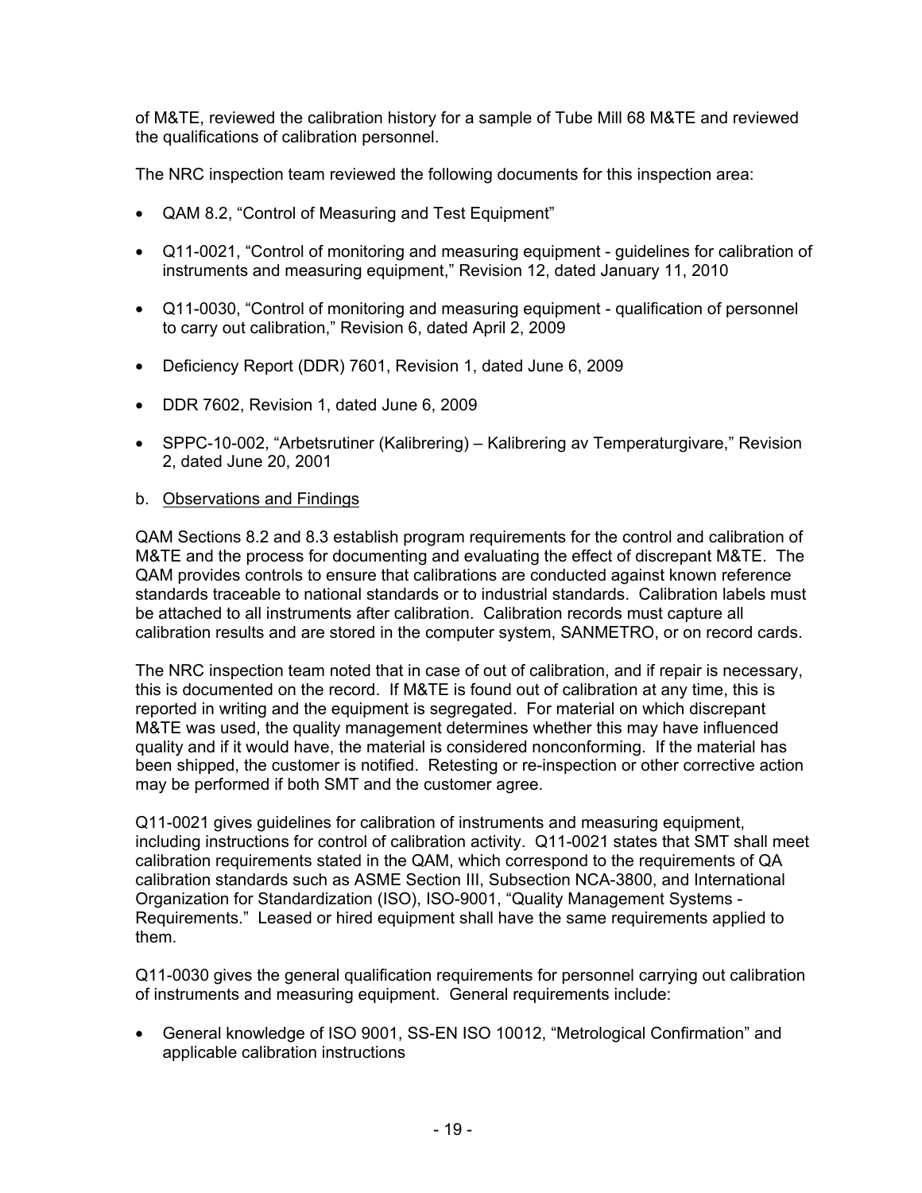of M&TE, reviewed the calibration history for a sample of Tube Mill 68 M&TE and reviewed the qualifications of calibration personnel.

The NRC inspection team reviewed the following documents for this inspection area:

- QAM 8.2, "Control of Measuring and Test Equipment"
- Q11-0021, "Control of monitoring and measuring equipment - guidelines for calibration of instruments and measuring equipment," Revision 12, dated January 11, 2010
- Q11-0030, "Control of monitoring and measuring equipment - qualification of personnel to carry out calibration," Revision 6, dated April 2, 2009
- Deficiency Report (DDR) 7601, Revision 1, dated June 6, 2009
- DDR 7602, Revision 1, dated June 6, 2009
- SPPC-10-002, "Arbetsrutiner (Kalibrering) – Kalibrering av Temperaturgivare," Revision 2, dated June 20, 2001

b. Observations and Findings

QAM Sections 8.2 and 8.3 establish program requirements for the control and calibration of M&TE and the process for documenting and evaluating the effect of discrepant M&TE. The QAM provides controls to ensure that calibrations are conducted against known reference standards traceable to national standards or to industrial standards. Calibration labels must be attached to all instruments after calibration. Calibration records must capture all calibration results and are stored in the computer system, SANMETRO, or on record cards.

The NRC inspection team noted that in case of out of calibration, and if repair is necessary, this is documented on the record. If M&TE is found out of calibration at any time, this is reported in writing and the equipment is segregated. For material on which discrepant M&TE was used, the quality management determines whether this may have influenced quality and if it would have, the material is considered nonconforming. If the material has been shipped, the customer is notified. Retesting or re-inspection or other corrective action may be performed if both SMT and the customer agree.

Q11-0021 gives guidelines for calibration of instruments and measuring equipment, including instructions for control of calibration activity. Q11-0021 states that SMT shall meet calibration requirements stated in the QAM, which correspond to the requirements of QA calibration standards such as ASME Section III, Subsection NCA-3800, and International Organization for Standardization (ISO), ISO-9001, "Quality Management Systems - Requirements." Leased or hired equipment shall have the same requirements applied to them.

Q11-0030 gives the general qualification requirements for personnel carrying out calibration of instruments and measuring equipment. General requirements include:

- General knowledge of ISO 9001, SS-EN ISO 10012, "Metrological Confirmation" and applicable calibration instructions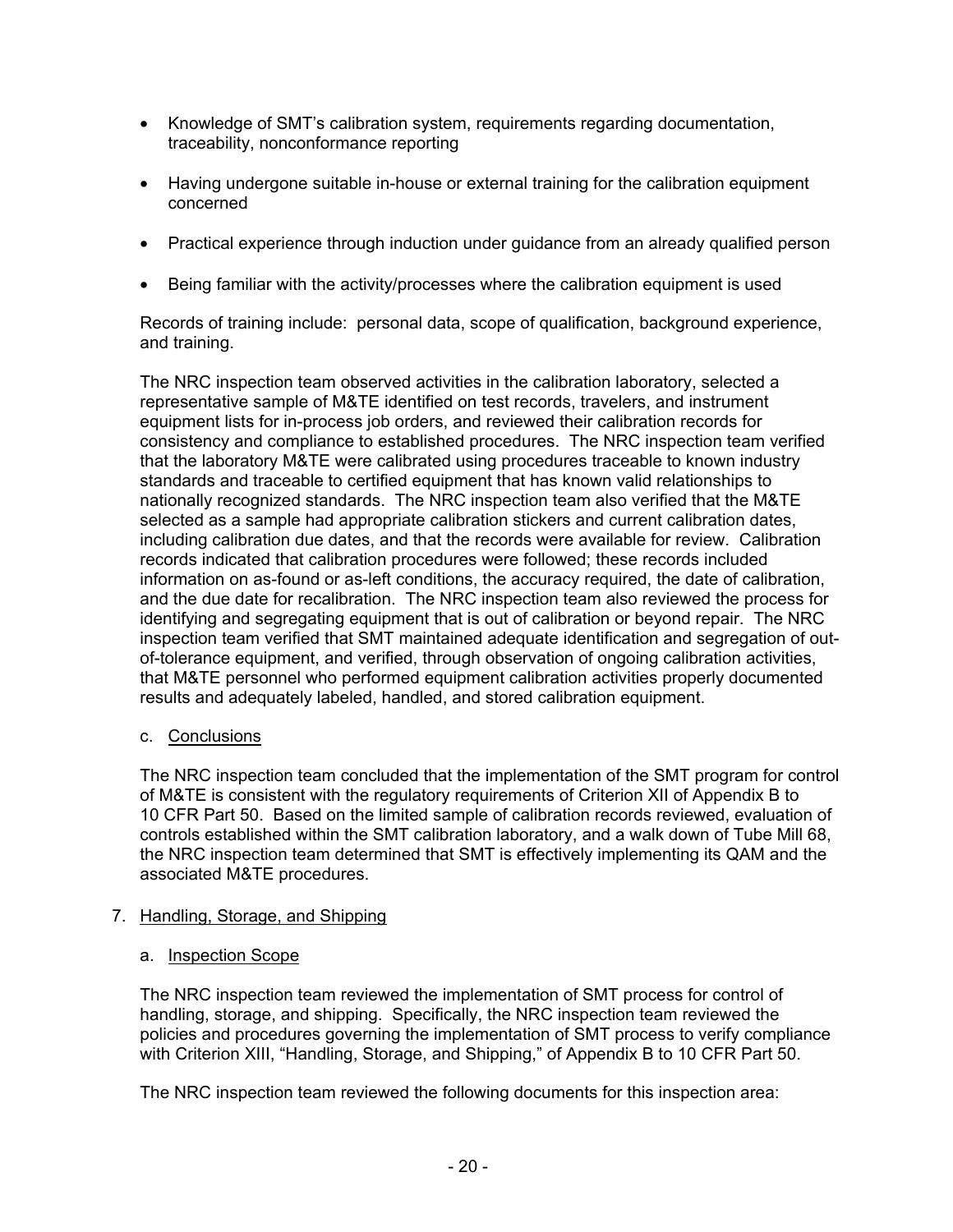- Knowledge of SMT's calibration system, requirements regarding documentation, traceability, nonconformance reporting

- Having undergone suitable in-house or external training for the calibration equipment concerned

- Practical experience through induction under guidance from an already qualified person

- Being familiar with the activity/processes where the calibration equipment is used

Records of training include: personal data, scope of qualification, background experience, and training.

The NRC inspection team observed activities in the calibration laboratory, selected a representative sample of M&TE identified on test records, travelers, and instrument equipment lists for in-process job orders, and reviewed their calibration records for consistency and compliance to established procedures. The NRC inspection team verified that the laboratory M&TE were calibrated using procedures traceable to known industry standards and traceable to certified equipment that has known valid relationships to nationally recognized standards. The NRC inspection team also verified that the M&TE selected as a sample had appropriate calibration stickers and current calibration dates, including calibration due dates, and that the records were available for review. Calibration records indicated that calibration procedures were followed; these records included information on as-found or as-left conditions, the accuracy required, the date of calibration, and the due date for recalibration. The NRC inspection team also reviewed the process for identifying and segregating equipment that is out of calibration or beyond repair. The NRC inspection team verified that SMT maintained adequate identification and segregation of out-of-tolerance equipment, and verified, through observation of ongoing calibration activities, that M&TE personnel who performed equipment calibration activities properly documented results and adequately labeled, handled, and stored calibration equipment.

c. Conclusions

The NRC inspection team concluded that the implementation of the SMT program for control of M&TE is consistent with the regulatory requirements of Criterion XII of Appendix B to 10 CFR Part 50. Based on the limited sample of calibration records reviewed, evaluation of controls established within the SMT calibration laboratory, and a walk down of Tube Mill 68, the NRC inspection team determined that SMT is effectively implementing its QAM and the associated M&TE procedures.

7. Handling, Storage, and Shipping

a. Inspection Scope

The NRC inspection team reviewed the implementation of SMT process for control of handling, storage, and shipping. Specifically, the NRC inspection team reviewed the policies and procedures governing the implementation of SMT process to verify compliance with Criterion XIII, "Handling, Storage, and Shipping," of Appendix B to 10 CFR Part 50.

The NRC inspection team reviewed the following documents for this inspection area: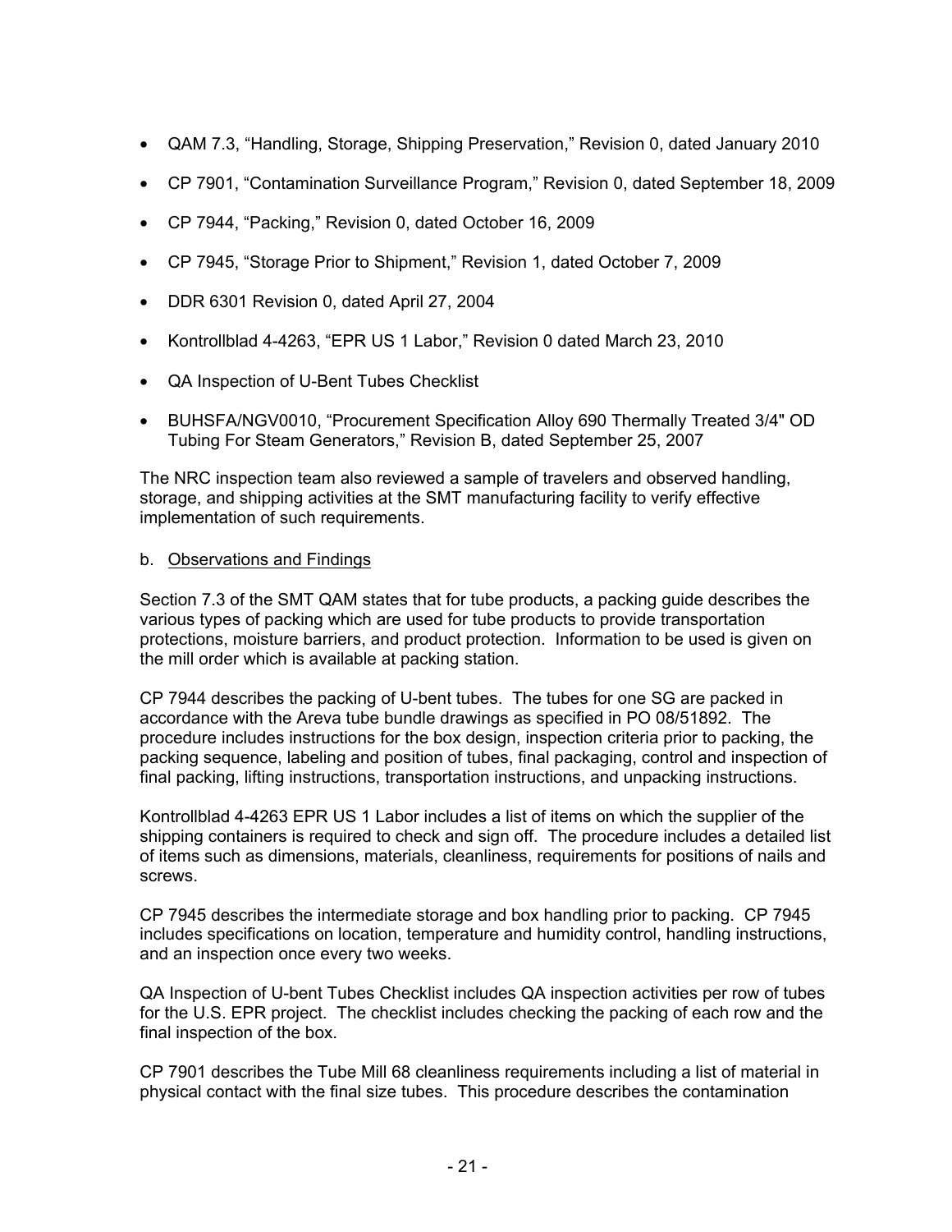- QAM 7.3, "Handling, Storage, Shipping Preservation," Revision 0, dated January 2010
- CP 7901, "Contamination Surveillance Program," Revision 0, dated September 18, 2009
- CP 7944, "Packing," Revision 0, dated October 16, 2009
- CP 7945, "Storage Prior to Shipment," Revision 1, dated October 7, 2009
- DDR 6301 Revision 0, dated April 27, 2004
- Kontrollblad 4-4263, "EPR US 1 Labor," Revision 0 dated March 23, 2010
- QA Inspection of U-Bent Tubes Checklist
- BUHSFA/NGV0010, "Procurement Specification Alloy 690 Thermally Treated 3/4" OD Tubing For Steam Generators," Revision B, dated September 25, 2007

The NRC inspection team also reviewed a sample of travelers and observed handling, storage, and shipping activities at the SMT manufacturing facility to verify effective implementation of such requirements.

b. Observations and Findings

Section 7.3 of the SMT QAM states that for tube products, a packing guide describes the various types of packing which are used for tube products to provide transportation protections, moisture barriers, and product protection. Information to be used is given on the mill order which is available at packing station.

CP 7944 describes the packing of U-bent tubes. The tubes for one SG are packed in accordance with the Areva tube bundle drawings as specified in PO 08/51892. The procedure includes instructions for the box design, inspection criteria prior to packing, the packing sequence, labeling and position of tubes, final packaging, control and inspection of final packing, lifting instructions, transportation instructions, and unpacking instructions.

Kontrollblad 4-4263 EPR US 1 Labor includes a list of items on which the supplier of the shipping containers is required to check and sign off. The procedure includes a detailed list of items such as dimensions, materials, cleanliness, requirements for positions of nails and screws.

CP 7945 describes the intermediate storage and box handling prior to packing. CP 7945 includes specifications on location, temperature and humidity control, handling instructions, and an inspection once every two weeks.

QA Inspection of U-bent Tubes Checklist includes QA inspection activities per row of tubes for the U.S. EPR project. The checklist includes checking the packing of each row and the final inspection of the box.

CP 7901 describes the Tube Mill 68 cleanliness requirements including a list of material in physical contact with the final size tubes. This procedure describes the contamination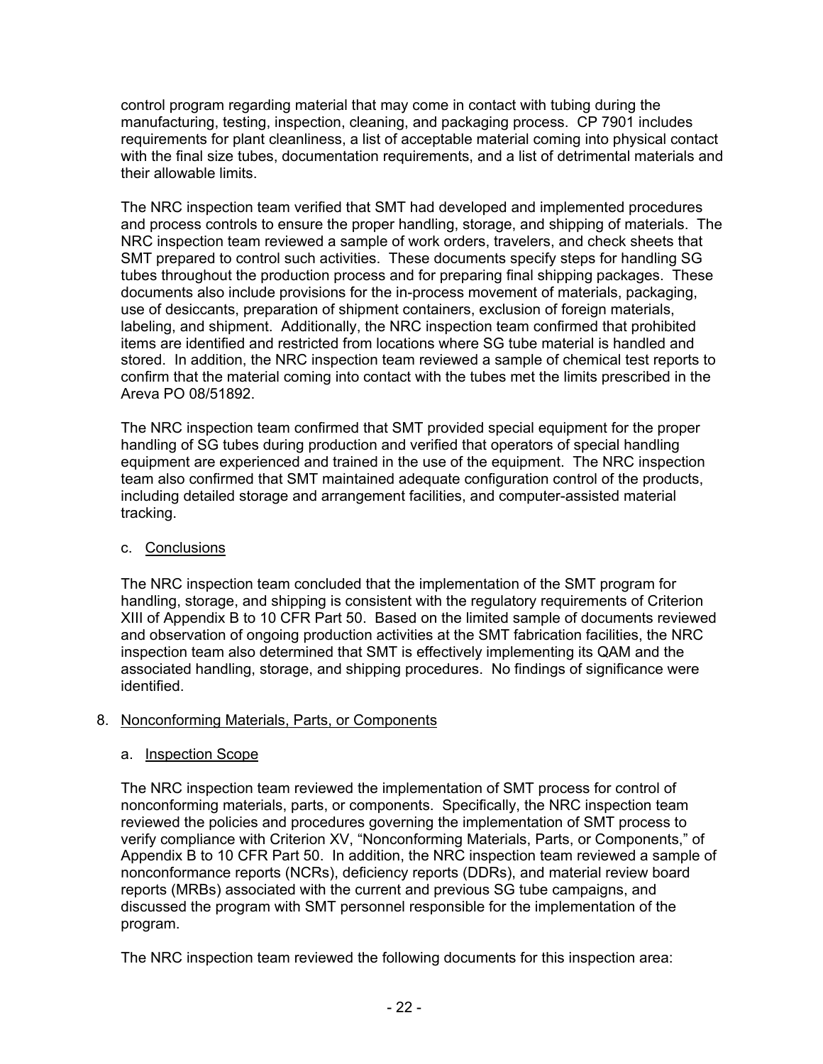control program regarding material that may come in contact with tubing during the manufacturing, testing, inspection, cleaning, and packaging process. CP 7901 includes requirements for plant cleanliness, a list of acceptable material coming into physical contact with the final size tubes, documentation requirements, and a list of detrimental materials and their allowable limits.

The NRC inspection team verified that SMT had developed and implemented procedures and process controls to ensure the proper handling, storage, and shipping of materials. The NRC inspection team reviewed a sample of work orders, travelers, and check sheets that SMT prepared to control such activities. These documents specify steps for handling SG tubes throughout the production process and for preparing final shipping packages. These documents also include provisions for the in-process movement of materials, packaging, use of desiccants, preparation of shipment containers, exclusion of foreign materials, labeling, and shipment. Additionally, the NRC inspection team confirmed that prohibited items are identified and restricted from locations where SG tube material is handled and stored. In addition, the NRC inspection team reviewed a sample of chemical test reports to confirm that the material coming into contact with the tubes met the limits prescribed in the Areva PO 08/51892.

The NRC inspection team confirmed that SMT provided special equipment for the proper handling of SG tubes during production and verified that operators of special handling equipment are experienced and trained in the use of the equipment. The NRC inspection team also confirmed that SMT maintained adequate configuration control of the products, including detailed storage and arrangement facilities, and computer-assisted material tracking.

c. Conclusions

The NRC inspection team concluded that the implementation of the SMT program for handling, storage, and shipping is consistent with the regulatory requirements of Criterion XIII of Appendix B to 10 CFR Part 50. Based on the limited sample of documents reviewed and observation of ongoing production activities at the SMT fabrication facilities, the NRC inspection team also determined that SMT is effectively implementing its QAM and the associated handling, storage, and shipping procedures. No findings of significance were identified.

8. Nonconforming Materials, Parts, or Components

a. Inspection Scope

The NRC inspection team reviewed the implementation of SMT process for control of nonconforming materials, parts, or components. Specifically, the NRC inspection team reviewed the policies and procedures governing the implementation of SMT process to verify compliance with Criterion XV, "Nonconforming Materials, Parts, or Components," of Appendix B to 10 CFR Part 50. In addition, the NRC inspection team reviewed a sample of nonconformance reports (NCRs), deficiency reports (DDRs), and material review board reports (MRBs) associated with the current and previous SG tube campaigns, and discussed the program with SMT personnel responsible for the implementation of the program.

The NRC inspection team reviewed the following documents for this inspection area: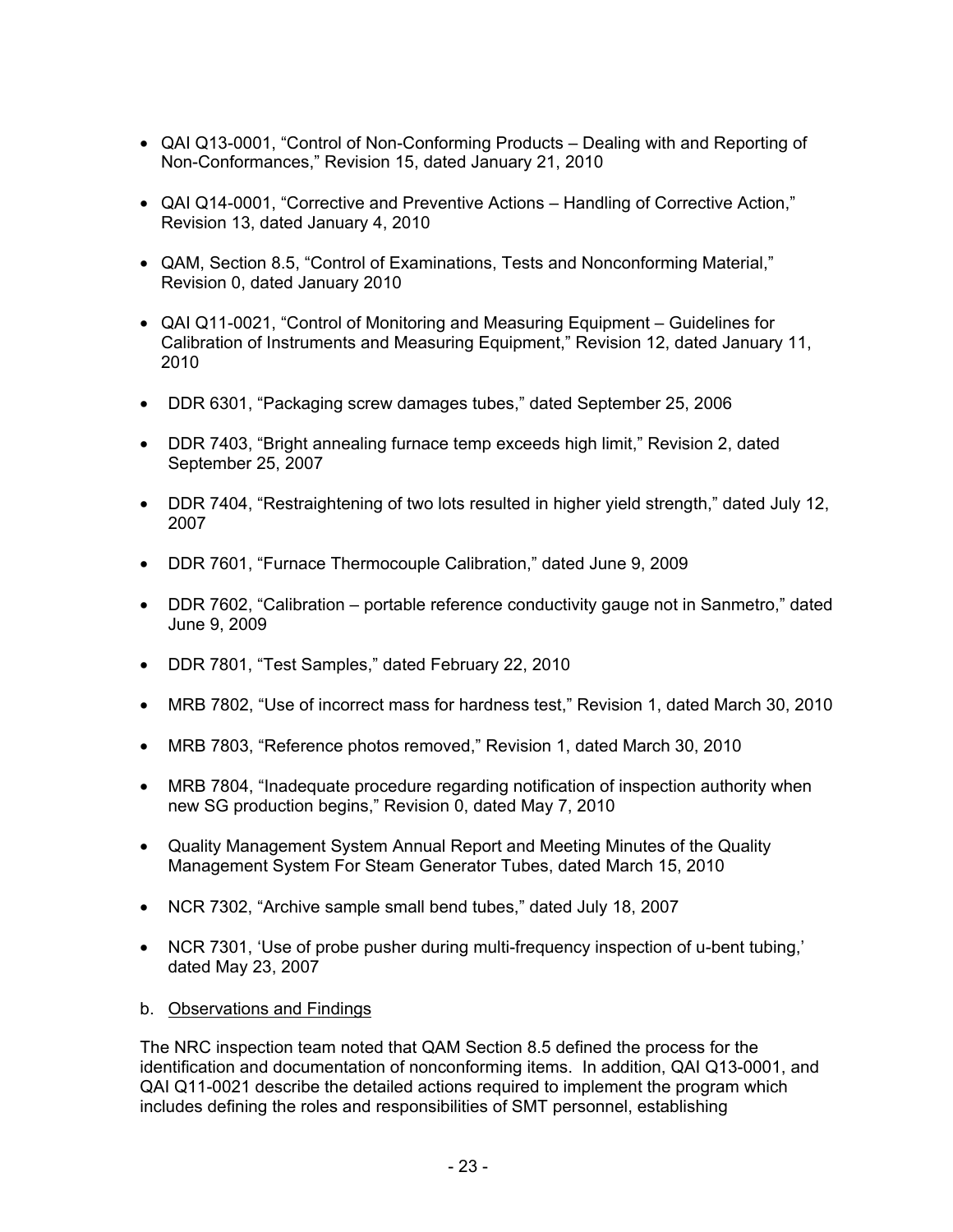- QAI Q13-0001, “Control of Non-Conforming Products – Dealing with and Reporting of Non-Conformances,” Revision 15, dated January 21, 2010

- QAI Q14-0001, “Corrective and Preventive Actions – Handling of Corrective Action,” Revision 13, dated January 4, 2010

- QAM, Section 8.5, “Control of Examinations, Tests and Nonconforming Material,” Revision 0, dated January 2010

- QAI Q11-0021, “Control of Monitoring and Measuring Equipment – Guidelines for Calibration of Instruments and Measuring Equipment,” Revision 12, dated January 11, 2010

- DDR 6301, “Packaging screw damages tubes,” dated September 25, 2006

- DDR 7403, “Bright annealing furnace temp exceeds high limit,” Revision 2, dated September 25, 2007

- DDR 7404, “Restraightening of two lots resulted in higher yield strength,” dated July 12, 2007

- DDR 7601, “Furnace Thermocouple Calibration,” dated June 9, 2009

- DDR 7602, “Calibration – portable reference conductivity gauge not in Sanmetro,” dated June 9, 2009

- DDR 7801, “Test Samples,” dated February 22, 2010

- MRB 7802, “Use of incorrect mass for hardness test,” Revision 1, dated March 30, 2010

- MRB 7803, “Reference photos removed,” Revision 1, dated March 30, 2010

- MRB 7804, “Inadequate procedure regarding notification of inspection authority when new SG production begins,” Revision 0, dated May 7, 2010

- Quality Management System Annual Report and Meeting Minutes of the Quality Management System For Steam Generator Tubes, dated March 15, 2010

- NCR 7302, “Archive sample small bend tubes,” dated July 18, 2007

- NCR 7301, ‘Use of probe pusher during multi-frequency inspection of u-bent tubing,’ dated May 23, 2007

b. Observations and Findings

The NRC inspection team noted that QAM Section 8.5 defined the process for the identification and documentation of nonconforming items. In addition, QAI Q13-0001, and QAI Q11-0021 describe the detailed actions required to implement the program which includes defining the roles and responsibilities of SMT personnel, establishing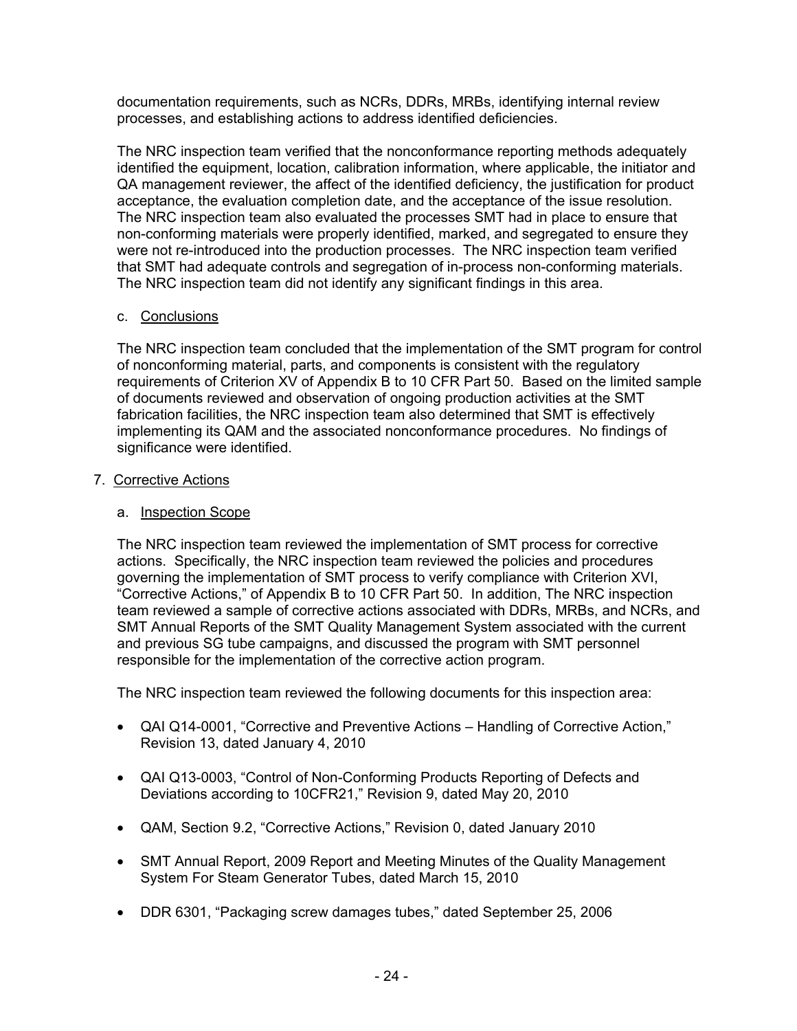documentation requirements, such as NCRs, DDRs, MRBs, identifying internal review processes, and establishing actions to address identified deficiencies.

The NRC inspection team verified that the nonconformance reporting methods adequately identified the equipment, location, calibration information, where applicable, the initiator and QA management reviewer, the affect of the identified deficiency, the justification for product acceptance, the evaluation completion date, and the acceptance of the issue resolution. The NRC inspection team also evaluated the processes SMT had in place to ensure that non-conforming materials were properly identified, marked, and segregated to ensure they were not re-introduced into the production processes. The NRC inspection team verified that SMT had adequate controls and segregation of in-process non-conforming materials. The NRC inspection team did not identify any significant findings in this area.

c. Conclusions

The NRC inspection team concluded that the implementation of the SMT program for control of nonconforming material, parts, and components is consistent with the regulatory requirements of Criterion XV of Appendix B to 10 CFR Part 50. Based on the limited sample of documents reviewed and observation of ongoing production activities at the SMT fabrication facilities, the NRC inspection team also determined that SMT is effectively implementing its QAM and the associated nonconformance procedures. No findings of significance were identified.

7. Corrective Actions

a. Inspection Scope

The NRC inspection team reviewed the implementation of SMT process for corrective actions. Specifically, the NRC inspection team reviewed the policies and procedures governing the implementation of SMT process to verify compliance with Criterion XVI, “Corrective Actions,” of Appendix B to 10 CFR Part 50. In addition, The NRC inspection team reviewed a sample of corrective actions associated with DDRs, MRBs, and NCRs, and SMT Annual Reports of the SMT Quality Management System associated with the current and previous SG tube campaigns, and discussed the program with SMT personnel responsible for the implementation of the corrective action program.

The NRC inspection team reviewed the following documents for this inspection area:

- QAI Q14-0001, “Corrective and Preventive Actions – Handling of Corrective Action,” Revision 13, dated January 4, 2010
- QAI Q13-0003, “Control of Non-Conforming Products Reporting of Defects and Deviations according to 10CFR21,” Revision 9, dated May 20, 2010
- QAM, Section 9.2, “Corrective Actions,” Revision 0, dated January 2010
- SMT Annual Report, 2009 Report and Meeting Minutes of the Quality Management System For Steam Generator Tubes, dated March 15, 2010
- DDR 6301, “Packaging screw damages tubes,” dated September 25, 2006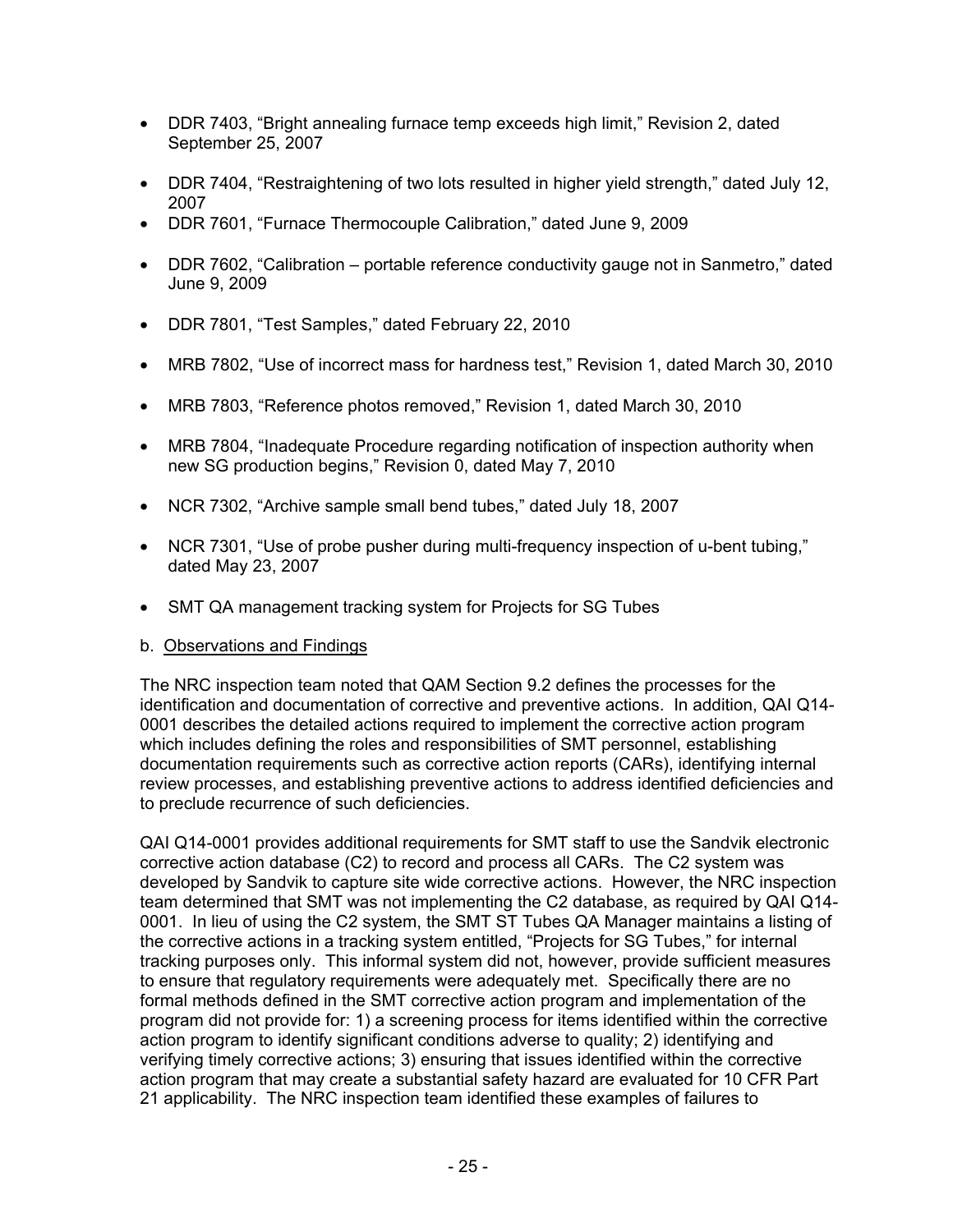- DDR 7403, "Bright annealing furnace temp exceeds high limit," Revision 2, dated September 25, 2007
- DDR 7404, "Restraightening of two lots resulted in higher yield strength," dated July 12, 2007
- DDR 7601, "Furnace Thermocouple Calibration," dated June 9, 2009
- DDR 7602, "Calibration – portable reference conductivity gauge not in Sanmetro," dated June 9, 2009
- DDR 7801, "Test Samples," dated February 22, 2010
- MRB 7802, "Use of incorrect mass for hardness test," Revision 1, dated March 30, 2010
- MRB 7803, "Reference photos removed," Revision 1, dated March 30, 2010
- MRB 7804, "Inadequate Procedure regarding notification of inspection authority when new SG production begins," Revision 0, dated May 7, 2010
- NCR 7302, "Archive sample small bend tubes," dated July 18, 2007
- NCR 7301, "Use of probe pusher during multi-frequency inspection of u-bent tubing," dated May 23, 2007
- SMT QA management tracking system for Projects for SG Tubes

b. Observations and Findings

The NRC inspection team noted that QAM Section 9.2 defines the processes for the identification and documentation of corrective and preventive actions. In addition, QAI Q14-0001 describes the detailed actions required to implement the corrective action program which includes defining the roles and responsibilities of SMT personnel, establishing documentation requirements such as corrective action reports (CARs), identifying internal review processes, and establishing preventive actions to address identified deficiencies and to preclude recurrence of such deficiencies.

QAI Q14-0001 provides additional requirements for SMT staff to use the Sandvik electronic corrective action database (C2) to record and process all CARs. The C2 system was developed by Sandvik to capture site wide corrective actions. However, the NRC inspection team determined that SMT was not implementing the C2 database, as required by QAI Q14-0001. In lieu of using the C2 system, the SMT ST Tubes QA Manager maintains a listing of the corrective actions in a tracking system entitled, "Projects for SG Tubes," for internal tracking purposes only. This informal system did not, however, provide sufficient measures to ensure that regulatory requirements were adequately met. Specifically there are no formal methods defined in the SMT corrective action program and implementation of the program did not provide for: 1) a screening process for items identified within the corrective action program to identify significant conditions adverse to quality; 2) identifying and verifying timely corrective actions; 3) ensuring that issues identified within the corrective action program that may create a substantial safety hazard are evaluated for 10 CFR Part 21 applicability. The NRC inspection team identified these examples of failures to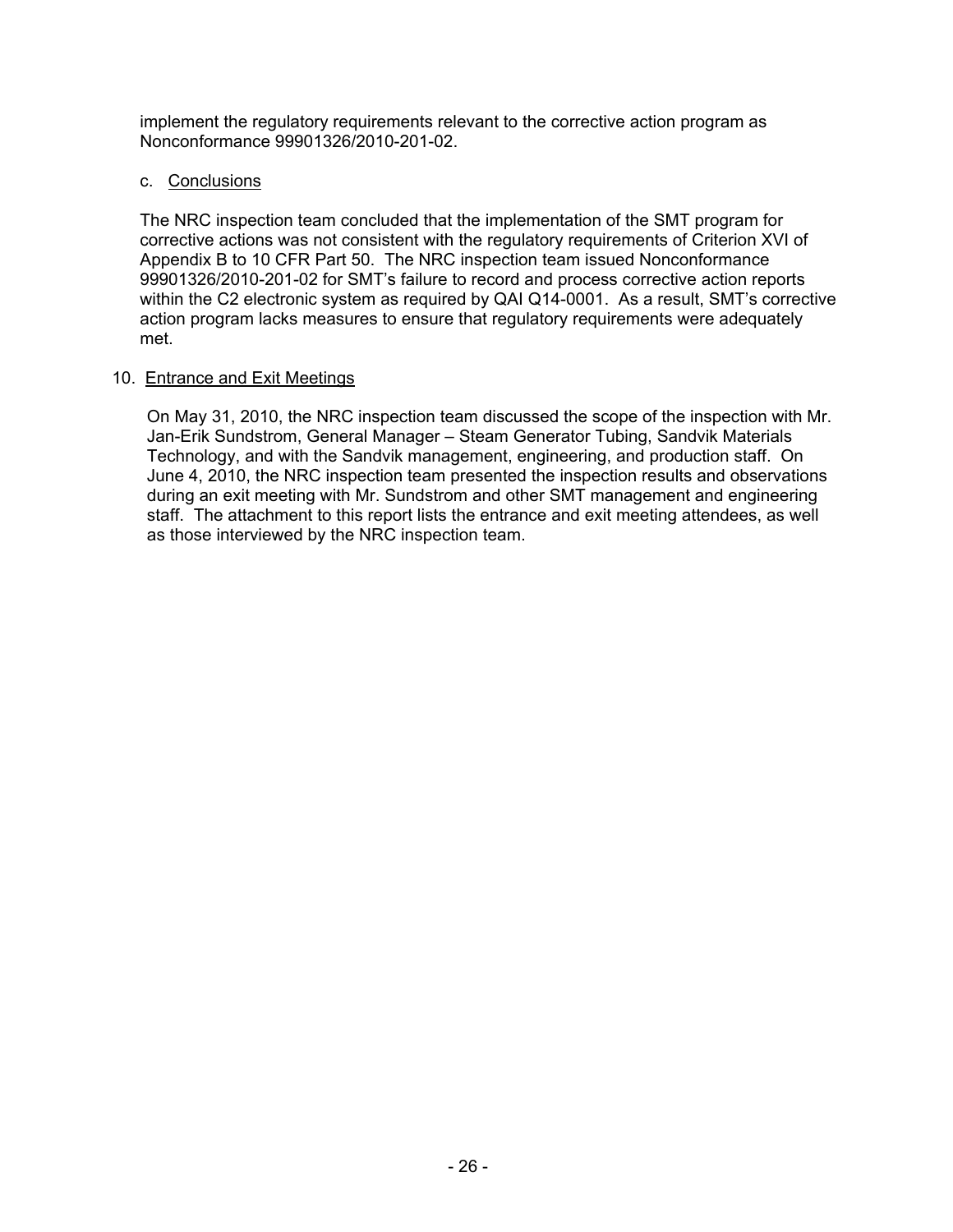implement the regulatory requirements relevant to the corrective action program as Nonconformance 99901326/2010-201-02.

c. Conclusions

The NRC inspection team concluded that the implementation of the SMT program for corrective actions was not consistent with the regulatory requirements of Criterion XVI of Appendix B to 10 CFR Part 50. The NRC inspection team issued Nonconformance 99901326/2010-201-02 for SMT's failure to record and process corrective action reports within the C2 electronic system as required by QAI Q14-0001. As a result, SMT's corrective action program lacks measures to ensure that regulatory requirements were adequately met.

10. Entrance and Exit Meetings

On May 31, 2010, the NRC inspection team discussed the scope of the inspection with Mr. Jan-Erik Sundstrom, General Manager – Steam Generator Tubing, Sandvik Materials Technology, and with the Sandvik management, engineering, and production staff. On June 4, 2010, the NRC inspection team presented the inspection results and observations during an exit meeting with Mr. Sundstrom and other SMT management and engineering staff. The attachment to this report lists the entrance and exit meeting attendees, as well as those interviewed by the NRC inspection team.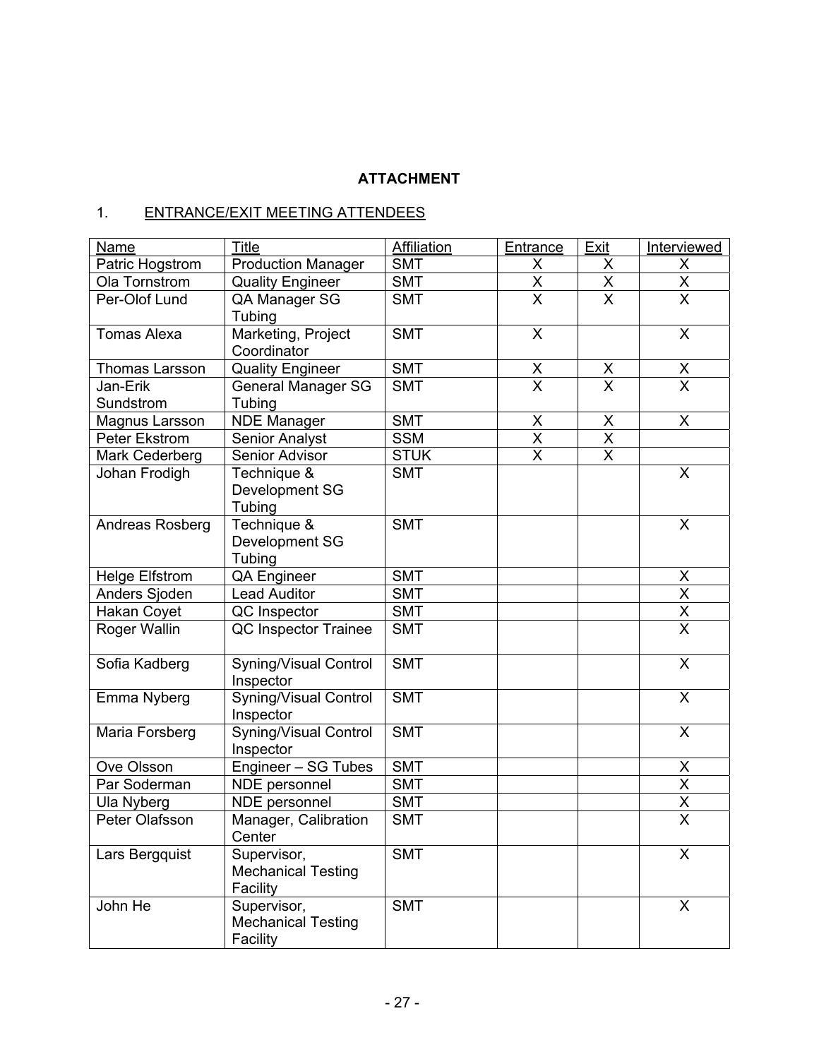**ATTACHMENT**

1. ENTRANCE/EXIT MEETING ATTENDEES

| Name | Title | Affiliation | Entrance | Exit | Interviewed |
|---|---|---|---|---|---|
| Patric Hogstrom | Production Manager | SMT | X | X | X |
| Ola Tornstrom | Quality Engineer | SMT | X | X | X |
| Per-Olof Lund | QA Manager SG Tubing | SMT | X | X | X |
| Tomas Alexa | Marketing, Project Coordinator | SMT | X | | X |
| Thomas Larsson | Quality Engineer | SMT | X | X | X |
| Jan-Erik Sundstrom | General Manager SG Tubing | SMT | X | X | X |
| Magnus Larsson | NDE Manager | SMT | X | X | X |
| Peter Ekstrom | Senior Analyst | SSM | X | X | |
| Mark Cederberg | Senior Advisor | STUK | X | X | |
| Johan Frodigh | Technique & Development SG Tubing | SMT | | | X |
| Andreas Rosberg | Technique & Development SG Tubing | SMT | | | X |
| Helge Elfstrom | QA Engineer | SMT | | | X |
| Anders Sjoden | Lead Auditor | SMT | | | X |
| Hakan Coyet | QC Inspector | SMT | | | X |
| Roger Wallin | QC Inspector Trainee | SMT | | | X |
| Sofia Kadberg | Syning/Visual Control Inspector | SMT | | | X |
| Emma Nyberg | Syning/Visual Control Inspector | SMT | | | X |
| Maria Forsberg | Syning/Visual Control Inspector | SMT | | | X |
| Ove Olsson | Engineer – SG Tubes | SMT | | | X |
| Par Soderman | NDE personnel | SMT | | | X |
| Ula Nyberg | NDE personnel | SMT | | | X |
| Peter Olafsson | Manager, Calibration Center | SMT | | | X |
| Lars Bergquist | Supervisor, Mechanical Testing Facility | SMT | | | X |
| John He | Supervisor, Mechanical Testing Facility | SMT | | | X |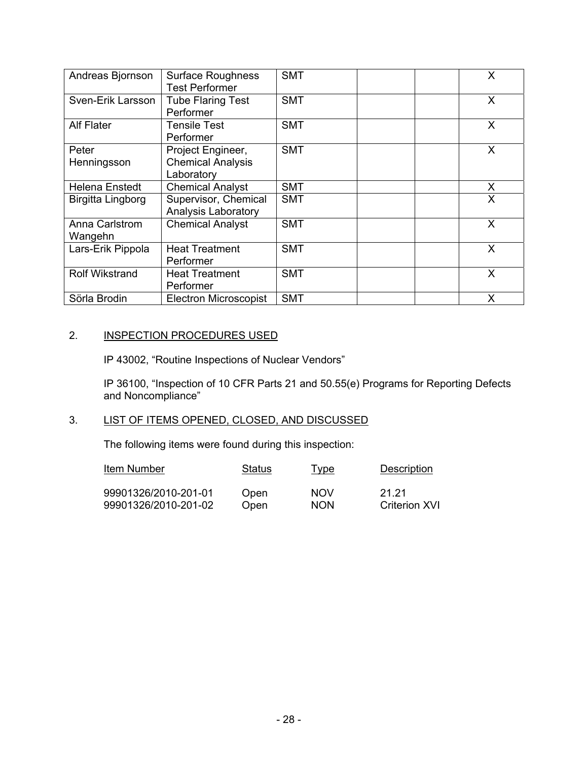| | | | | | |
|---|---|---|---|---|---|
| Andreas Bjornson | Surface Roughness Test Performer | SMT | | | X |
| Sven-Erik Larsson | Tube Flaring Test Performer | SMT | | | X |
| Alf Flater | Tensile Test Performer | SMT | | | X |
| Peter Henningsson | Project Engineer, Chemical Analysis Laboratory | SMT | | | X |
| Helena Enstedt | Chemical Analyst | SMT | | | X |
| Birgitta Lingborg | Supervisor, Chemical Analysis Laboratory | SMT | | | X |
| Anna Carlstrom Wangehn | Chemical Analyst | SMT | | | X |
| Lars-Erik Pippola | Heat Treatment Performer | SMT | | | X |
| Rolf Wikstrand | Heat Treatment Performer | SMT | | | X |
| Sörla Brodin | Electron Microscopist | SMT | | | X |

2. INSPECTION PROCEDURES USED

IP 43002, "Routine Inspections of Nuclear Vendors"

IP 36100, "Inspection of 10 CFR Parts 21 and 50.55(e) Programs for Reporting Defects and Noncompliance"

3. LIST OF ITEMS OPENED, CLOSED, AND DISCUSSED

The following items were found during this inspection:

| Item Number | Status | Type | Description |
|---|---|---|---|
| 99901326/2010-201-01 | Open | NOV | 21.21 |
| 99901326/2010-201-02 | Open | NON | Criterion XVI |